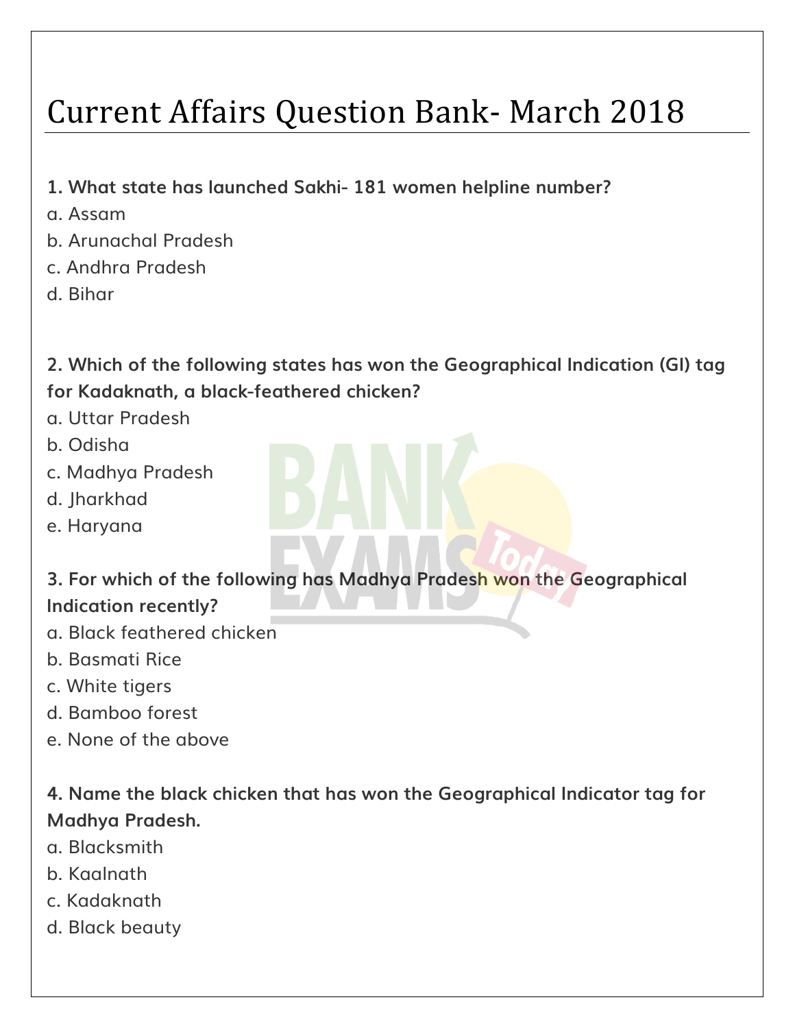# Current Affairs Question Bank- March 2018

**1. What state has launched Sakhi- 181 women helpline number?**

a. Assam
b. Arunachal Pradesh
c. Andhra Pradesh
d. Bihar

**2. Which of the following states has won the Geographical Indication (GI) tag for Kadaknath, a black-feathered chicken?**

a. Uttar Pradesh
b. Odisha
c. Madhya Pradesh
d. Jharkhad
e. Haryana

**3. For which of the following has Madhya Pradesh won the Geographical Indication recently?**

a. Black feathered chicken
b. Basmati Rice
c. White tigers
d. Bamboo forest
e. None of the above

**4. Name the black chicken that has won the Geographical Indicator tag for Madhya Pradesh.**

a. Blacksmith
b. Kaalnath
c. Kadaknath
d. Black beauty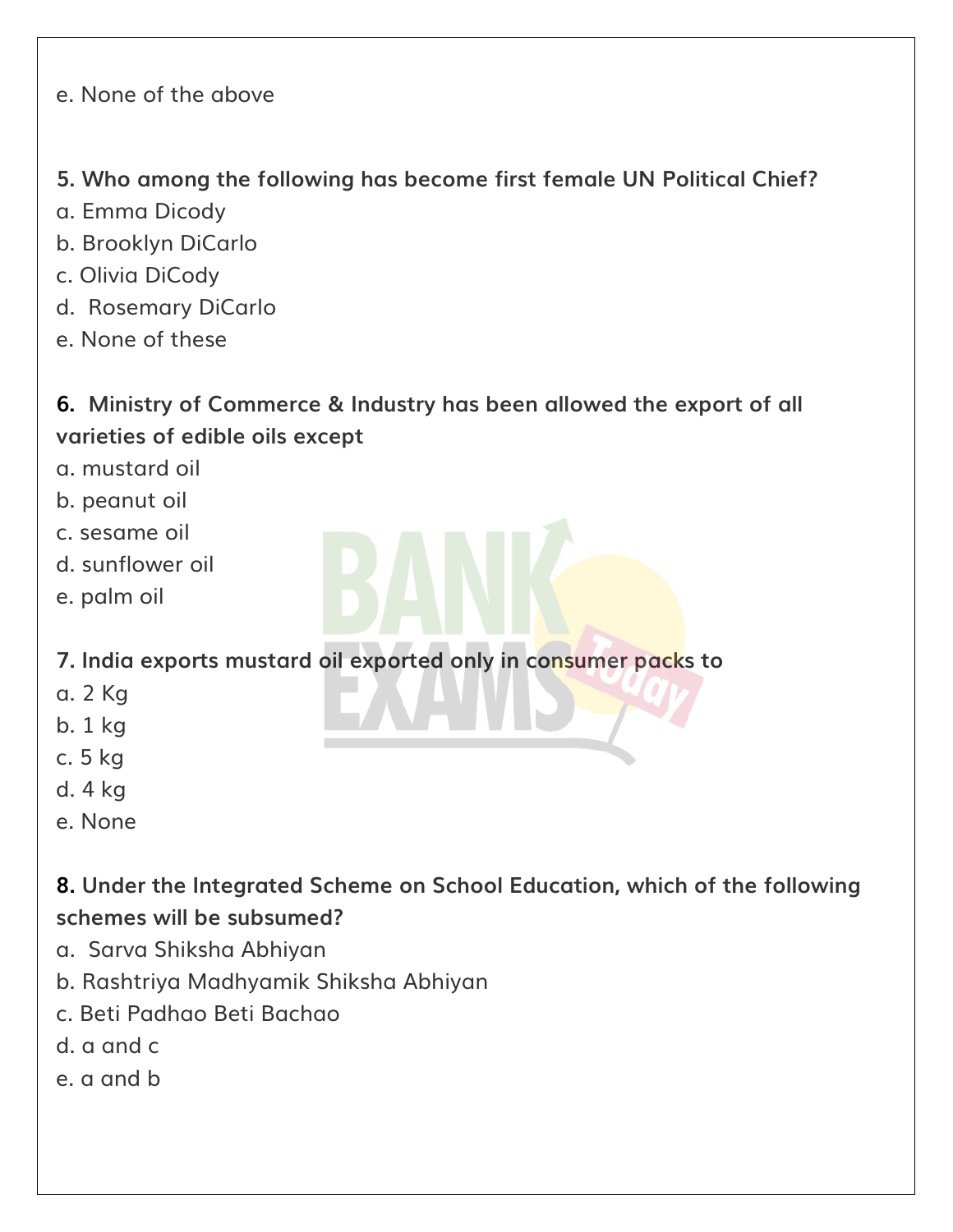e. None of the above

**5. Who among the following has become first female UN Political Chief?**

a. Emma Dicody

b. Brooklyn DiCarlo

c. Olivia DiCody

d. Rosemary DiCarlo

e. None of these

**6. Ministry of Commerce & Industry has been allowed the export of all varieties of edible oils except**

a. mustard oil

b. peanut oil

c. sesame oil

d. sunflower oil

e. palm oil

**7. India exports mustard oil exported only in consumer packs to**

a. 2 Kg

b. 1 kg

c. 5 kg

d. 4 kg

e. None

**8. Under the Integrated Scheme on School Education, which of the following schemes will be subsumed?**

a. Sarva Shiksha Abhiyan

b. Rashtriya Madhyamik Shiksha Abhiyan

c. Beti Padhao Beti Bachao

d. a and c

e. a and b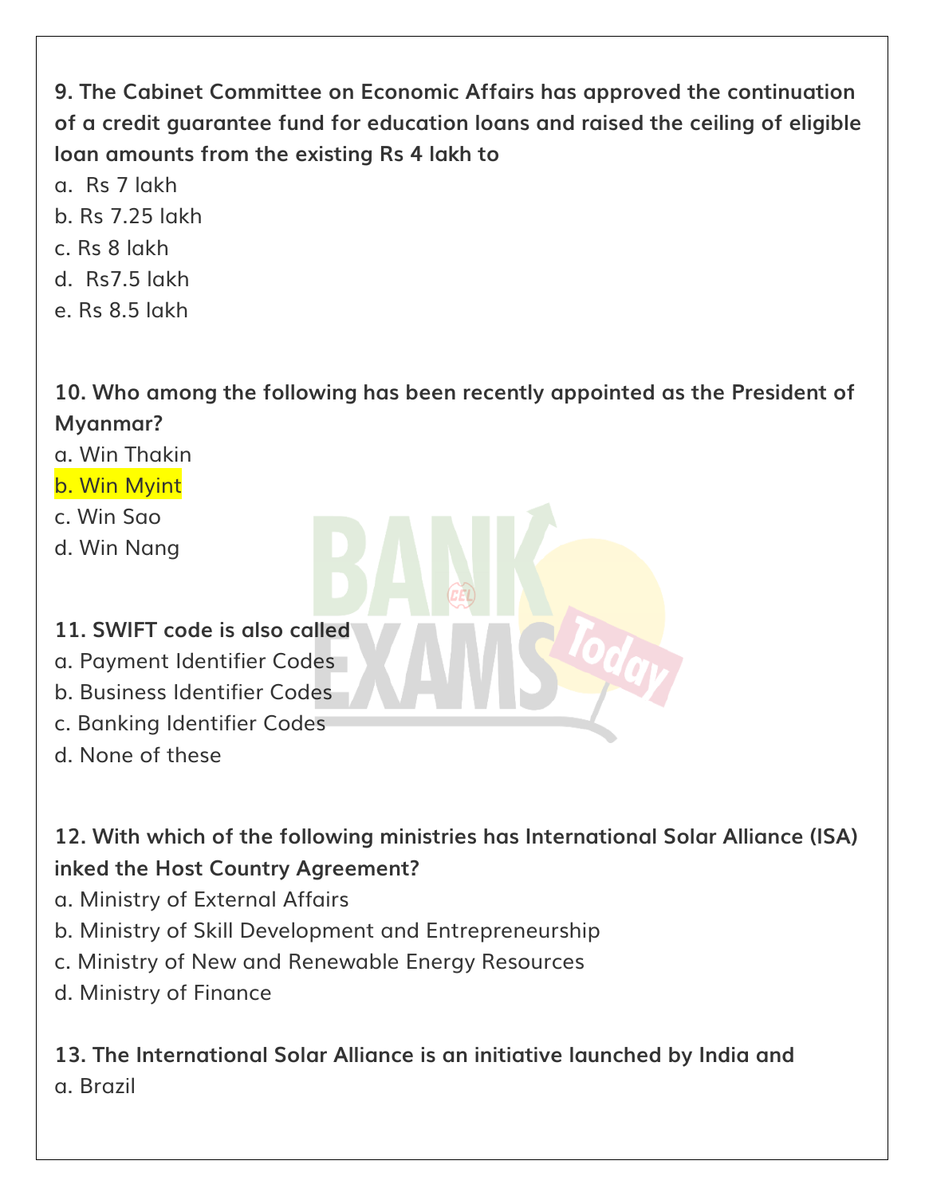**9. The Cabinet Committee on Economic Affairs has approved the continuation of a credit guarantee fund for education loans and raised the ceiling of eligible loan amounts from the existing Rs 4 lakh to**

a.  Rs 7 lakh

b. Rs 7.25 lakh

c. Rs 8 lakh

d.  Rs7.5 lakh

e. Rs 8.5 lakh

**10. Who among the following has been recently appointed as the President of Myanmar?**

a. Win Thakin

b. Win Myint

c. Win Sao

d. Win Nang

**11. SWIFT code is also called**

a. Payment Identifier Codes

b. Business Identifier Codes

c. Banking Identifier Codes

d. None of these

**12. With which of the following ministries has International Solar Alliance (ISA) inked the Host Country Agreement?**

a. Ministry of External Affairs

b. Ministry of Skill Development and Entrepreneurship

c. Ministry of New and Renewable Energy Resources

d. Ministry of Finance

**13. The International Solar Alliance is an initiative launched by India and**

a. Brazil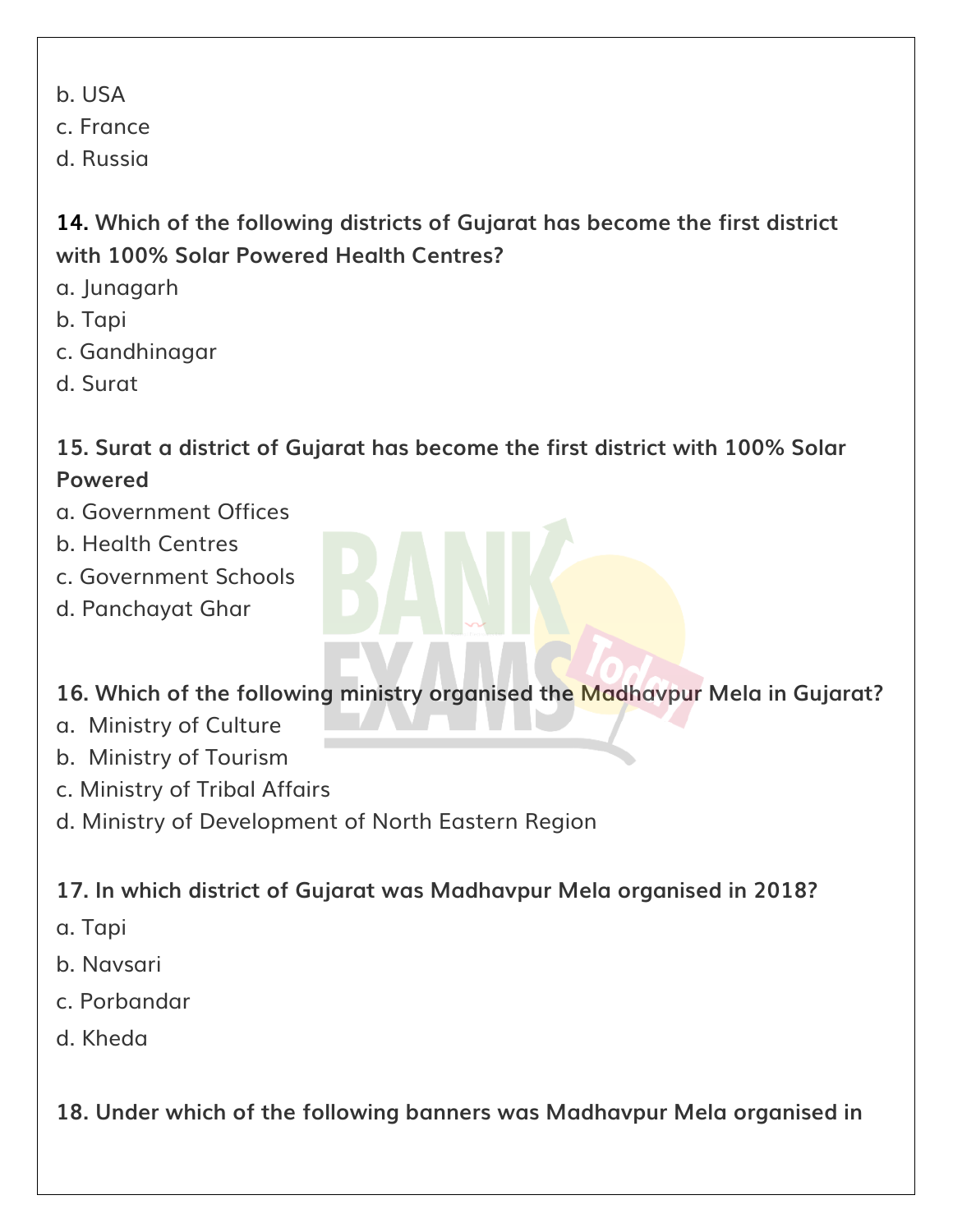b. USA
c. France
d. Russia

**14. Which of the following districts of Gujarat has become the first district with 100% Solar Powered Health Centres?**
a. Junagarh
b. Tapi
c. Gandhinagar
d. Surat

**15. Surat a district of Gujarat has become the first district with 100% Solar Powered**
a. Government Offices
b. Health Centres
c. Government Schools
d. Panchayat Ghar

**16. Which of the following ministry organised the Madhavpur Mela in Gujarat?**
a. Ministry of Culture
b. Ministry of Tourism
c. Ministry of Tribal Affairs
d. Ministry of Development of North Eastern Region

**17. In which district of Gujarat was Madhavpur Mela organised in 2018?**
a. Tapi
b. Navsari
c. Porbandar
d. Kheda

**18. Under which of the following banners was Madhavpur Mela organised in**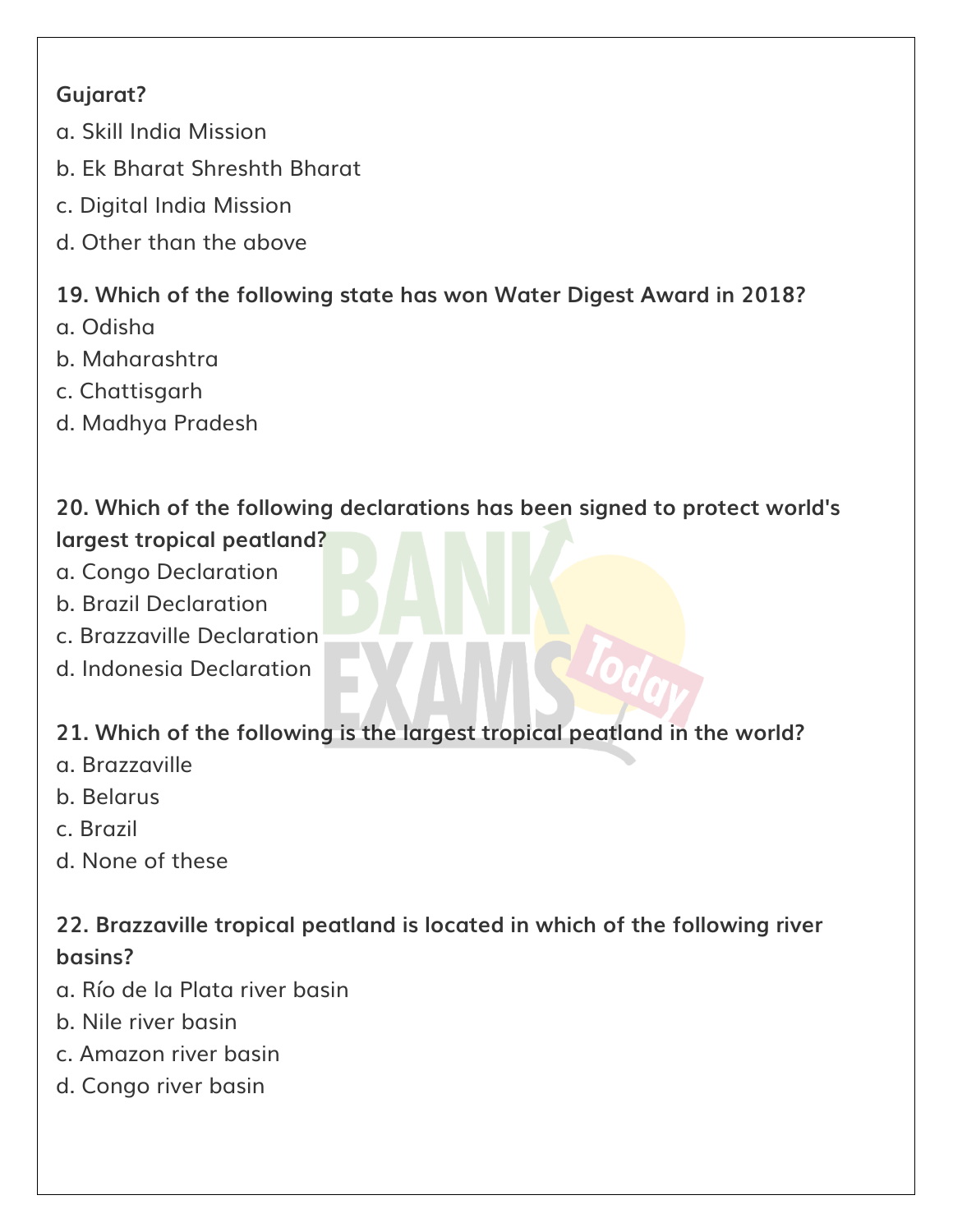**Gujarat?**

a. Skill India Mission

b. Ek Bharat Shreshth Bharat

c. Digital India Mission

d. Other than the above

**19. Which of the following state has won Water Digest Award in 2018?**

a. Odisha

b. Maharashtra

c. Chattisgarh

d. Madhya Pradesh

**20. Which of the following declarations has been signed to protect world's largest tropical peatland?**

a. Congo Declaration

b. Brazil Declaration

c. Brazzaville Declaration

d. Indonesia Declaration

**21. Which of the following is the largest tropical peatland in the world?**

a. Brazzaville

b. Belarus

c. Brazil

d. None of these

**22. Brazzaville tropical peatland is located in which of the following river basins?**

a. Río de la Plata river basin

b. Nile river basin

c. Amazon river basin

d. Congo river basin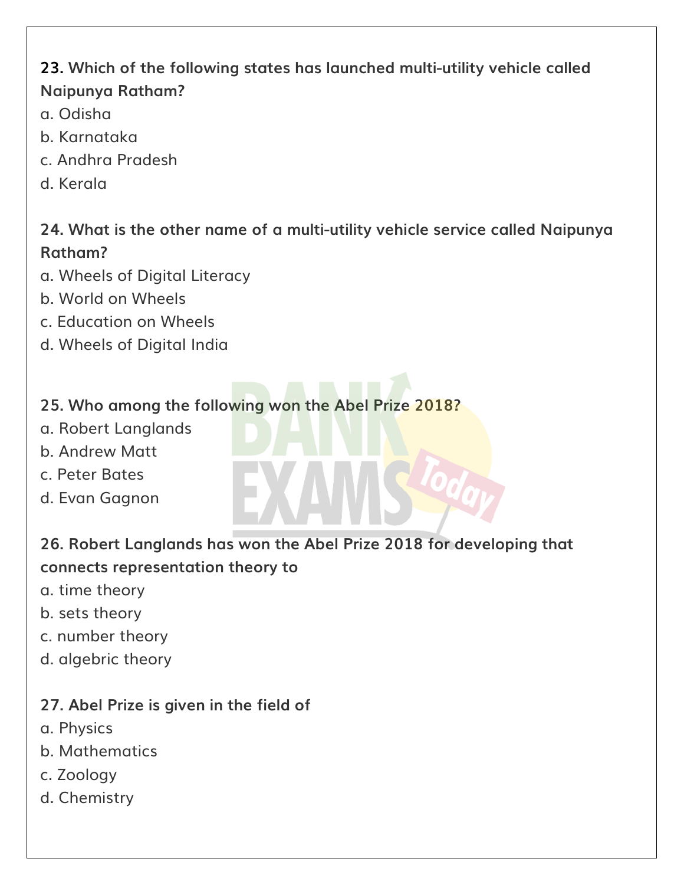**23. Which of the following states has launched multi-utility vehicle called Naipunya Ratham?**

a. Odisha

b. Karnataka

c. Andhra Pradesh

d. Kerala

**24. What is the other name of a multi-utility vehicle service called Naipunya Ratham?**

a. Wheels of Digital Literacy

b. World on Wheels

c. Education on Wheels

d. Wheels of Digital India

**25. Who among the following won the Abel Prize 2018?**

a. Robert Langlands

b. Andrew Matt

c. Peter Bates

d. Evan Gagnon

**26. Robert Langlands has won the Abel Prize 2018 for developing that connects representation theory to**

a. time theory

b. sets theory

c. number theory

d. algebic theory

**27. Abel Prize is given in the field of**

a. Physics

b. Mathematics

c. Zoology

d. Chemistry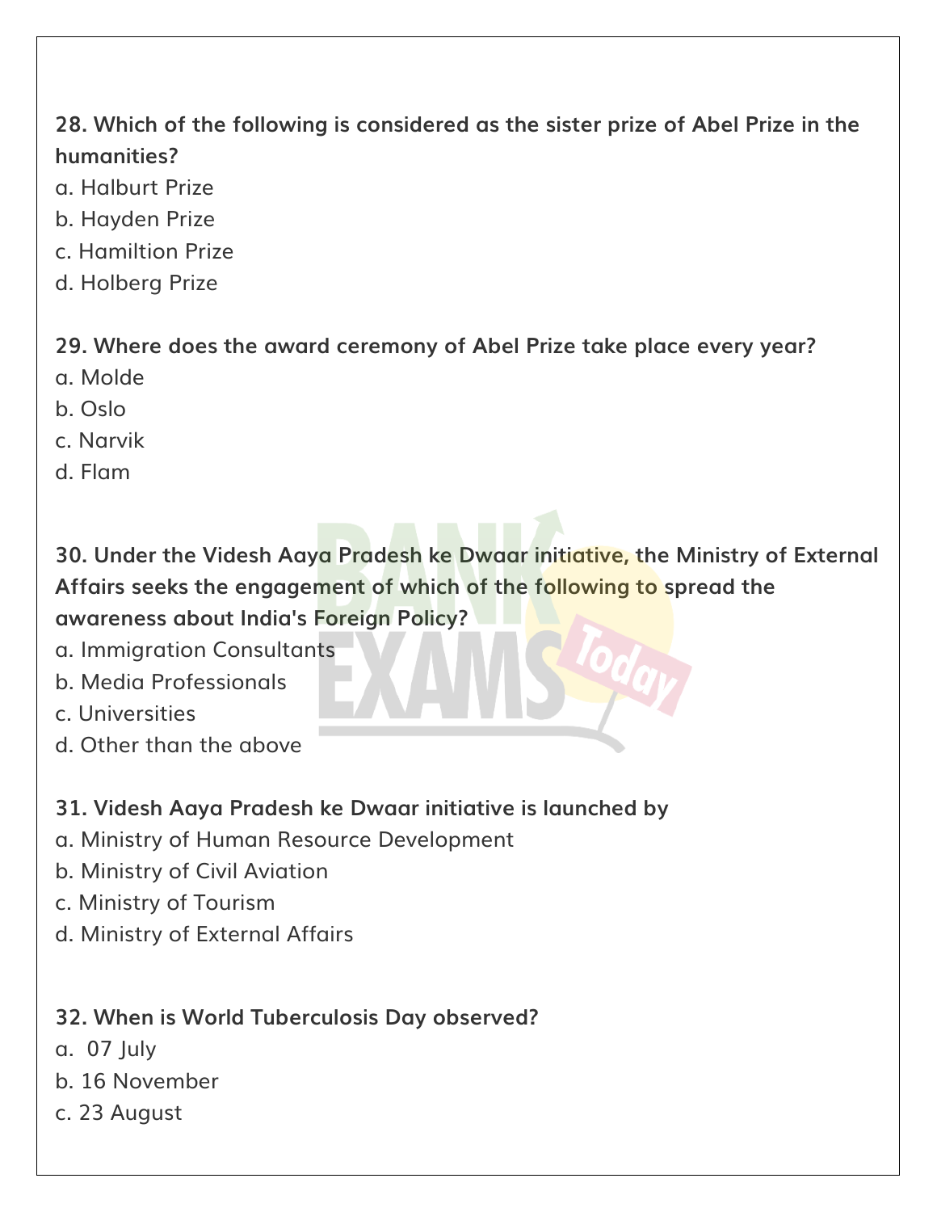**28. Which of the following is considered as the sister prize of Abel Prize in the humanities?**

a. Halburt Prize

b. Hayden Prize

c. Hamiltion Prize

d. Holberg Prize

**29. Where does the award ceremony of Abel Prize take place every year?**

a. Molde

b. Oslo

c. Narvik

d. Flam

**30. Under the Videsh Aaya Pradesh ke Dwaar initiative, the Ministry of External Affairs seeks the engagement of which of the following to spread the awareness about India's Foreign Policy?**

a. Immigration Consultants

b. Media Professionals

c. Universities

d. Other than the above

**31. Videsh Aaya Pradesh ke Dwaar initiative is launched by**

a. Ministry of Human Resource Development

b. Ministry of Civil Aviation

c. Ministry of Tourism

d. Ministry of External Affairs

**32. When is World Tuberculosis Day observed?**

a. 07 July

b. 16 November

c. 23 August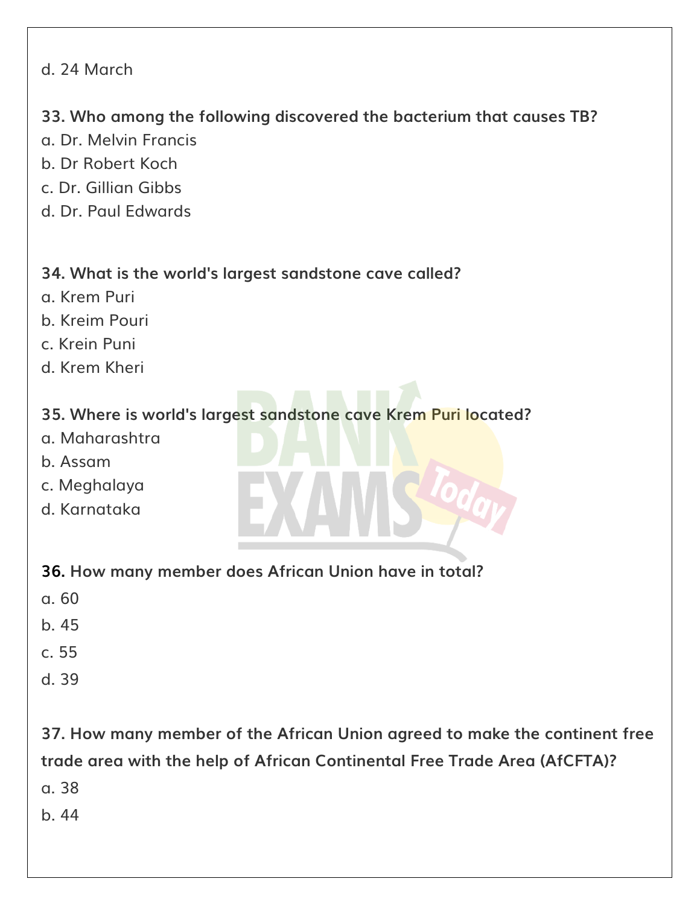d. 24 March

**33. Who among the following discovered the bacterium that causes TB?**
a. Dr. Melvin Francis
b. Dr Robert Koch
c. Dr. Gillian Gibbs
d. Dr. Paul Edwards

**34. What is the world's largest sandstone cave called?**
a. Krem Puri
b. Kreim Pouri
c. Krein Puni
d. Krem Kheri

**35. Where is world's largest sandstone cave Krem Puri located?**
a. Maharashtra
b. Assam
c. Meghalaya
d. Karnataka

**36. How many member does African Union have in total?**
a. 60
b. 45
c. 55
d. 39

**37. How many member of the African Union agreed to make the continent free trade area with the help of African Continental Free Trade Area (AfCFTA)?**
a. 38
b. 44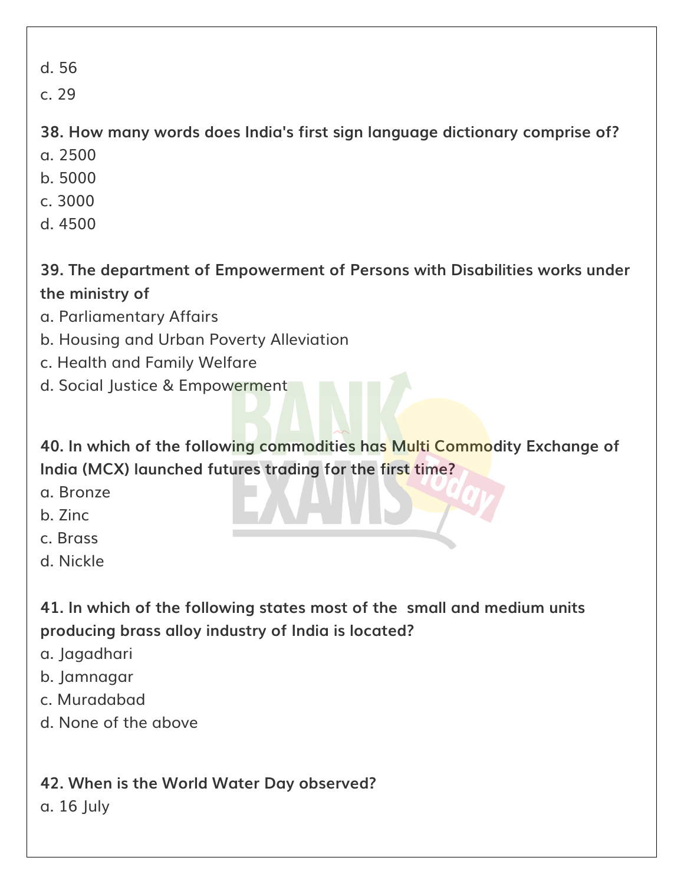d. 56

c. 29

**38. How many words does India's first sign language dictionary comprise of?**

a. 2500

b. 5000

c. 3000

d. 4500

**39. The department of Empowerment of Persons with Disabilities works under the ministry of**

a. Parliamentary Affairs

b. Housing and Urban Poverty Alleviation

c. Health and Family Welfare

d. Social Justice & Empowerment

**40. In which of the following commodities has Multi Commodity Exchange of India (MCX) launched futures trading for the first time?**

a. Bronze

b. Zinc

c. Brass

d. Nickle

**41. In which of the following states most of the small and medium units producing brass alloy industry of India is located?**

a. Jagadhari

b. Jamnagar

c. Muradabad

d. None of the above

**42. When is the World Water Day observed?**

a. 16 July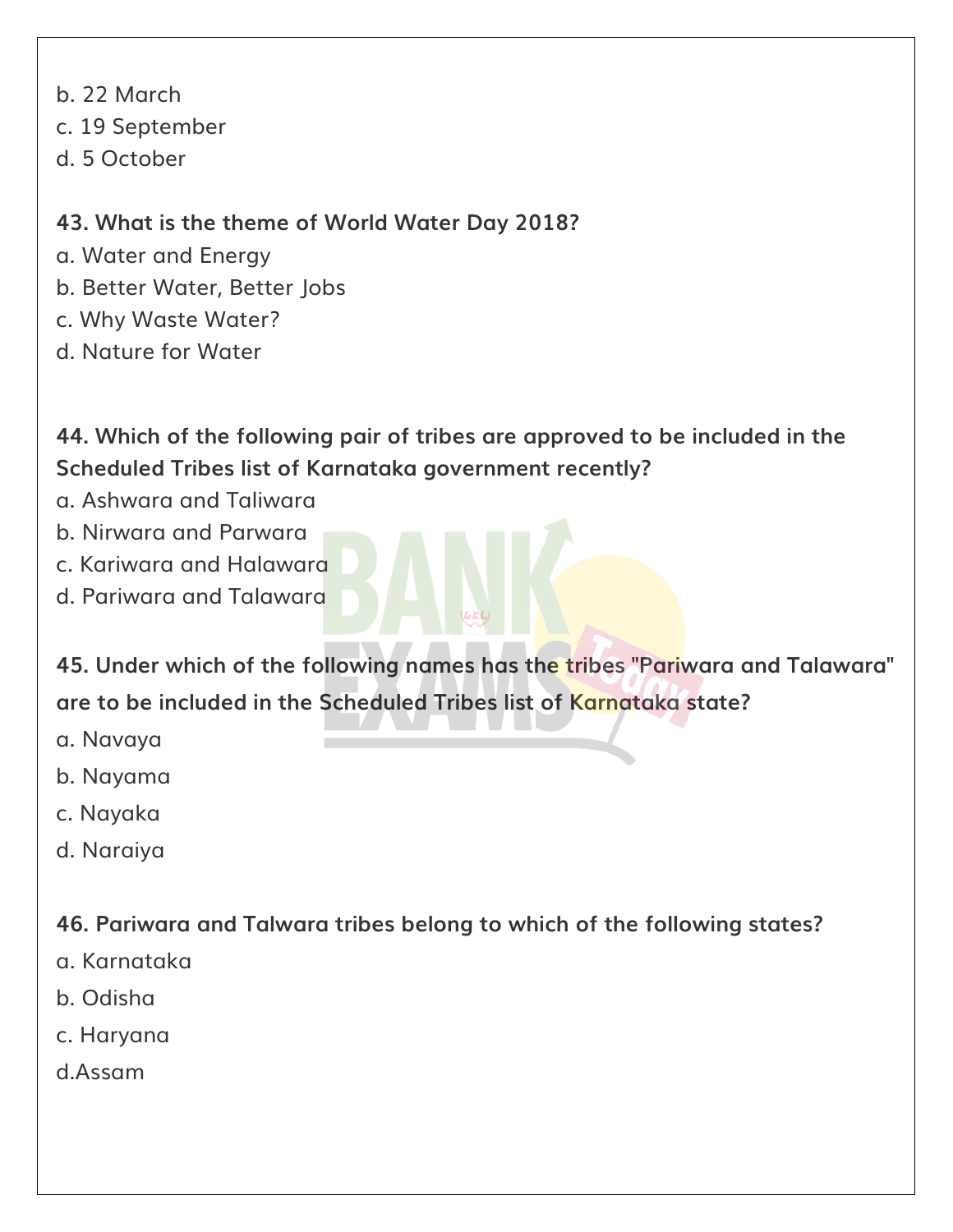b. 22 March
c. 19 September
d. 5 October

**43. What is the theme of World Water Day 2018?**
a. Water and Energy
b. Better Water, Better Jobs
c. Why Waste Water?
d. Nature for Water

**44. Which of the following pair of tribes are approved to be included in the Scheduled Tribes list of Karnataka government recently?**
a. Ashwara and Taliwara
b. Nirwara and Parwara
c. Kariwara and Halawara
d. Pariwara and Talawara

**45. Under which of the following names has the tribes "Pariwara and Talawara" are to be included in the Scheduled Tribes list of Karnataka state?**
a. Navaya
b. Nayama
c. Nayaka
d. Naraiya

**46. Pariwara and Talwara tribes belong to which of the following states?**
a. Karnataka
b. Odisha
c. Haryana
d.Assam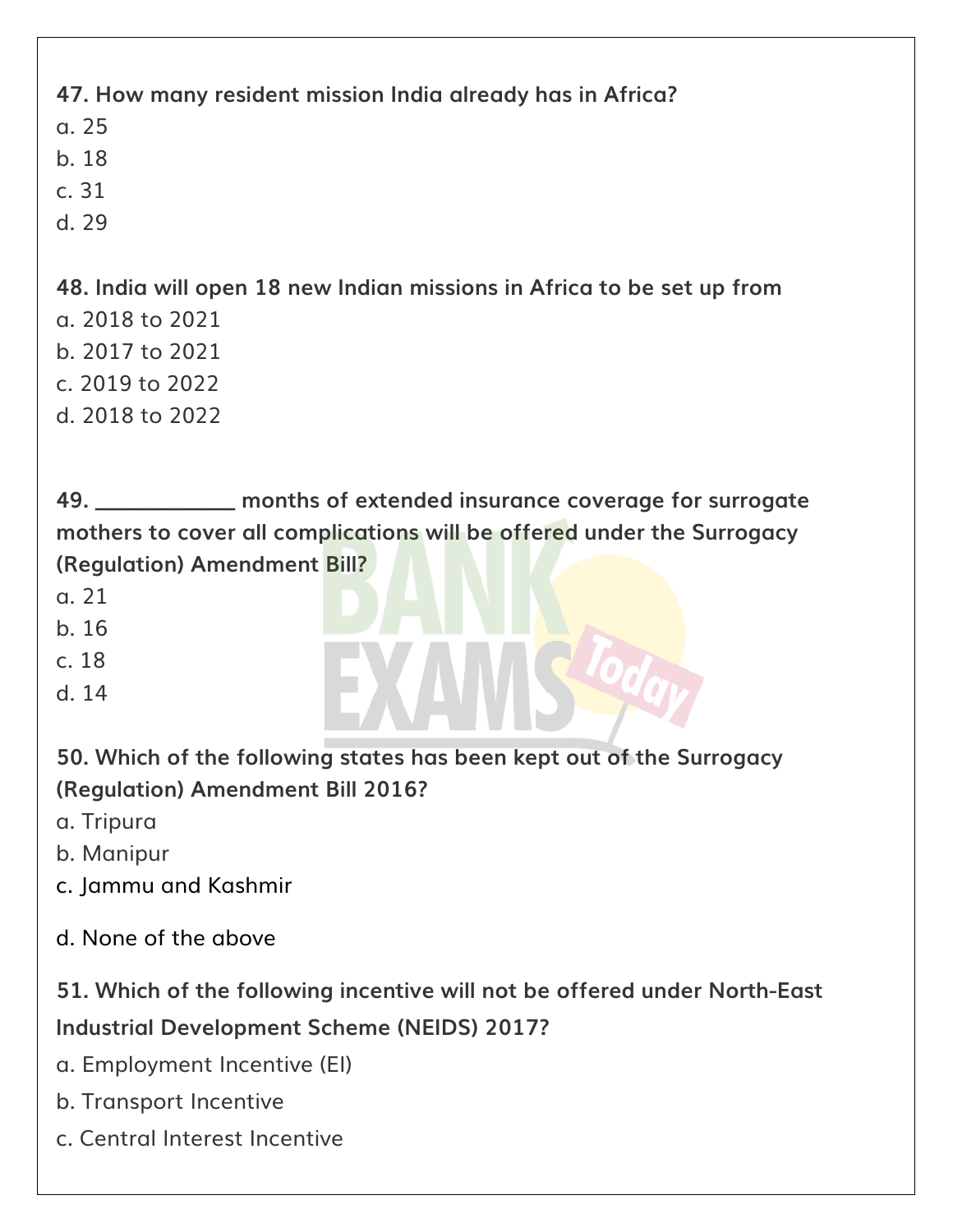**47. How many resident mission India already has in Africa?**

a. 25

b. 18

c. 31

d. 29

**48. India will open 18 new Indian missions in Africa to be set up from**

a. 2018 to 2021

b. 2017 to 2021

c. 2019 to 2022

d. 2018 to 2022

**49. ____________ months of extended insurance coverage for surrogate mothers to cover all complications will be offered under the Surrogacy (Regulation) Amendment Bill?**

a. 21

b. 16

c. 18

d. 14

**50. Which of the following states has been kept out of the Surrogacy (Regulation) Amendment Bill 2016?**

a. Tripura

b. Manipur

c. Jammu and Kashmir

d. None of the above

**51. Which of the following incentive will not be offered under North-East Industrial Development Scheme (NEIDS) 2017?**

a. Employment Incentive (EI)

b. Transport Incentive

c. Central Interest Incentive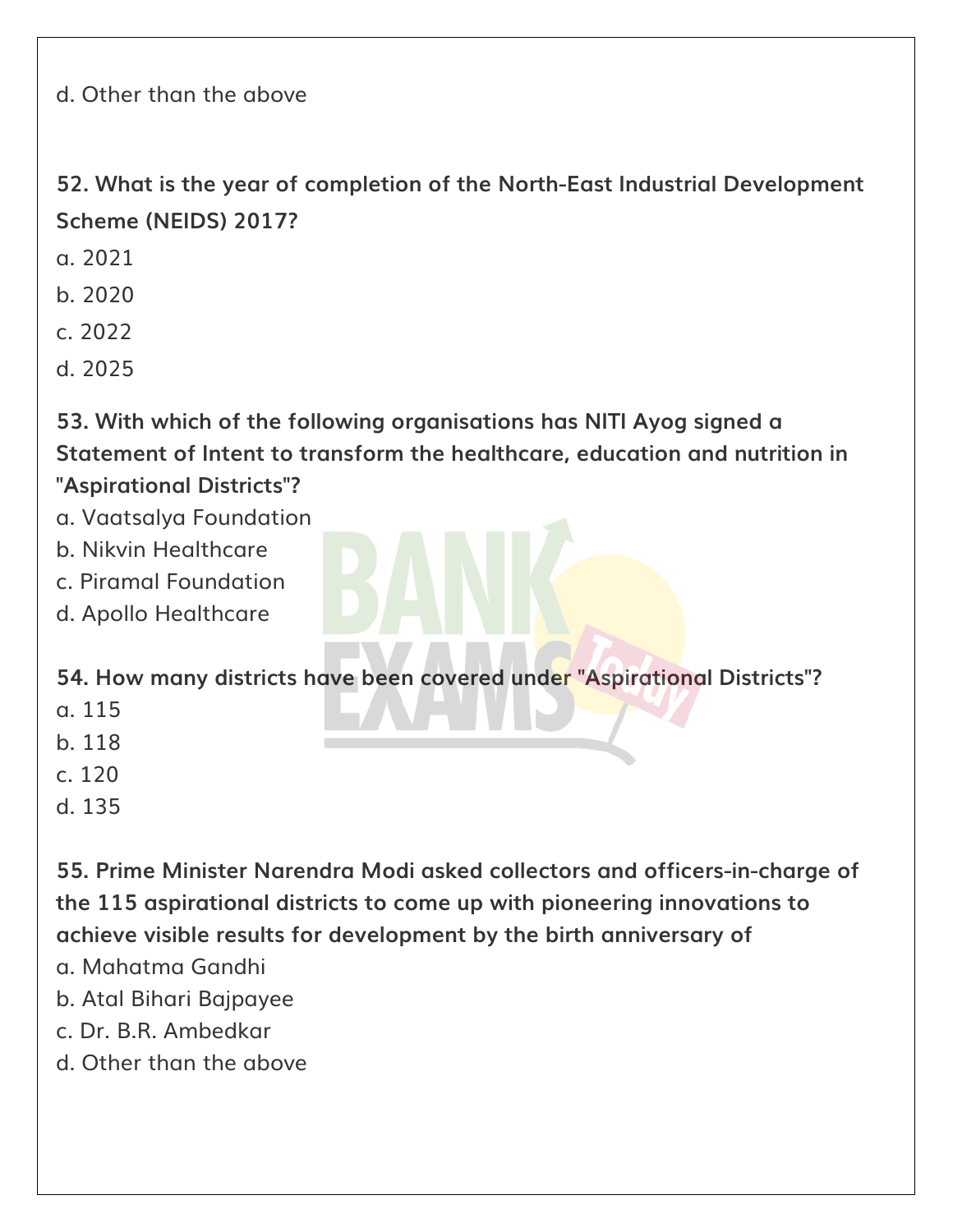d. Other than the above

**52. What is the year of completion of the North-East Industrial Development Scheme (NEIDS) 2017?**

a. 2021

b. 2020

c. 2022

d. 2025

**53. With which of the following organisations has NITI Ayog signed a Statement of Intent to transform the healthcare, education and nutrition in "Aspirational Districts"?**

a. Vaatsalya Foundation

b. Nikvin Healthcare

c. Piramal Foundation

d. Apollo Healthcare

**54. How many districts have been covered under "Aspirational Districts"?**

a. 115

b. 118

c. 120

d. 135

**55. Prime Minister Narendra Modi asked collectors and officers-in-charge of the 115 aspirational districts to come up with pioneering innovations to achieve visible results for development by the birth anniversary of**

a. Mahatma Gandhi

b. Atal Bihari Bajpayee

c. Dr. B.R. Ambedkar

d. Other than the above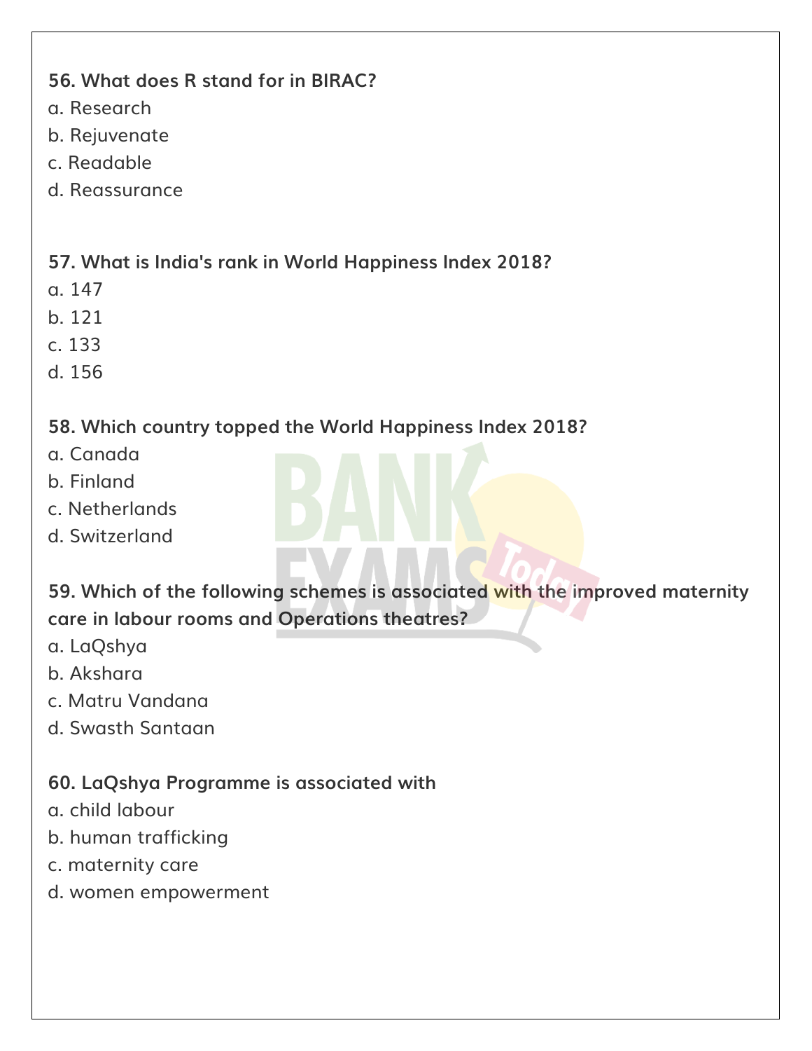**56. What does R stand for in BIRAC?**

a. Research
b. Rejuvenate
c. Readable
d. Reassurance

**57. What is India's rank in World Happiness Index 2018?**

a. 147
b. 121
c. 133
d. 156

**58. Which country topped the World Happiness Index 2018?**

a. Canada
b. Finland
c. Netherlands
d. Switzerland

**59. Which of the following schemes is associated with the improved maternity care in labour rooms and Operations theatres?**

a. LaQshya
b. Akshara
c. Matru Vandana
d. Swasth Santaan

**60. LaQshya Programme is associated with**

a. child labour
b. human trafficking
c. maternity care
d. women empowerment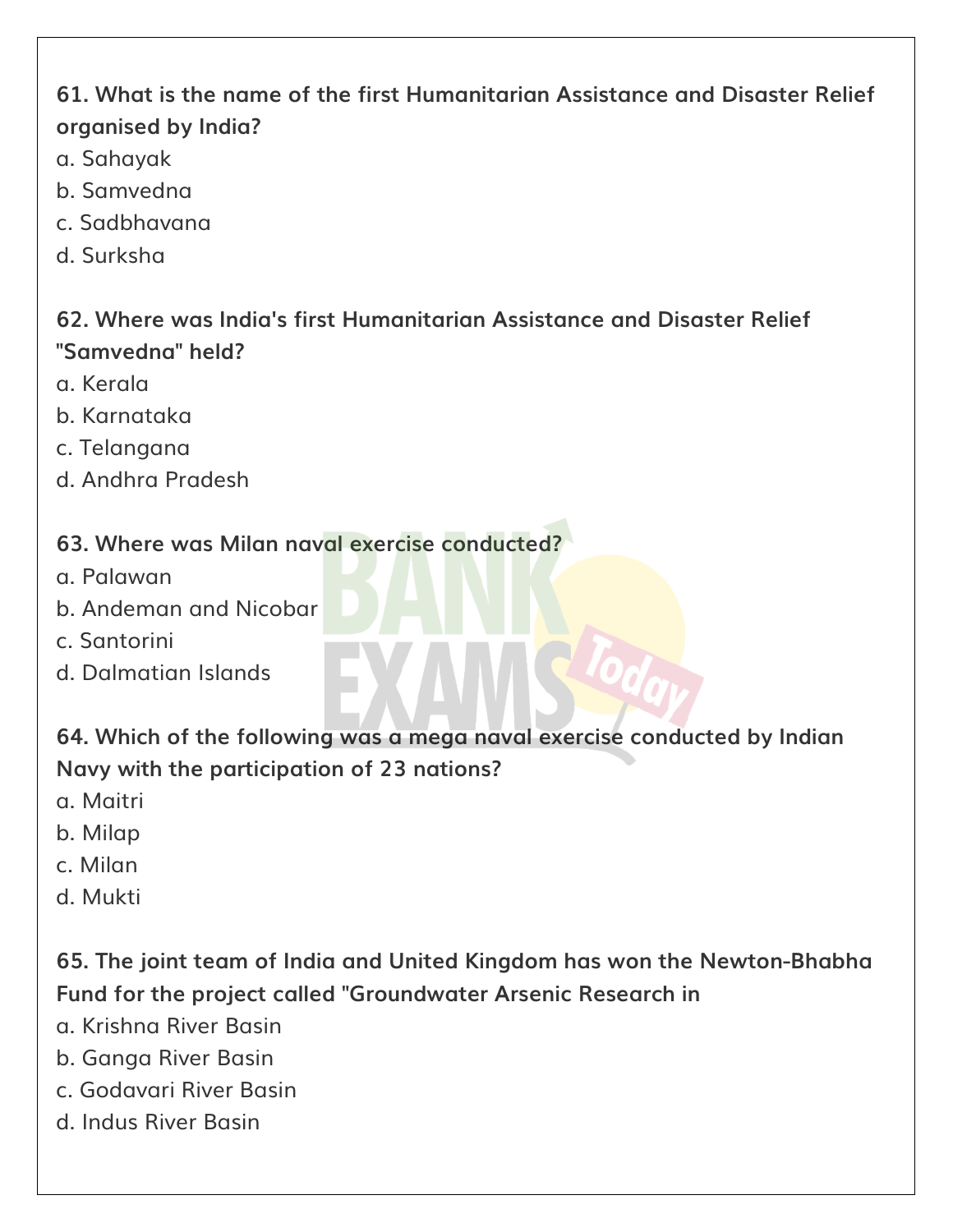**61. What is the name of the first Humanitarian Assistance and Disaster Relief organised by India?**

a. Sahayak
b. Samvedna
c. Sadbhavana
d. Surksha

**62. Where was India's first Humanitarian Assistance and Disaster Relief "Samvedna" held?**

a. Kerala
b. Karnataka
c. Telangana
d. Andhra Pradesh

**63. Where was Milan naval exercise conducted?**

a. Palawan
b. Andeman and Nicobar
c. Santorini
d. Dalmatian Islands

**64. Which of the following was a mega naval exercise conducted by Indian Navy with the participation of 23 nations?**

a. Maitri
b. Milap
c. Milan
d. Mukti

**65. The joint team of India and United Kingdom has won the Newton-Bhabha Fund for the project called "Groundwater Arsenic Research in**

a. Krishna River Basin
b. Ganga River Basin
c. Godavari River Basin
d. Indus River Basin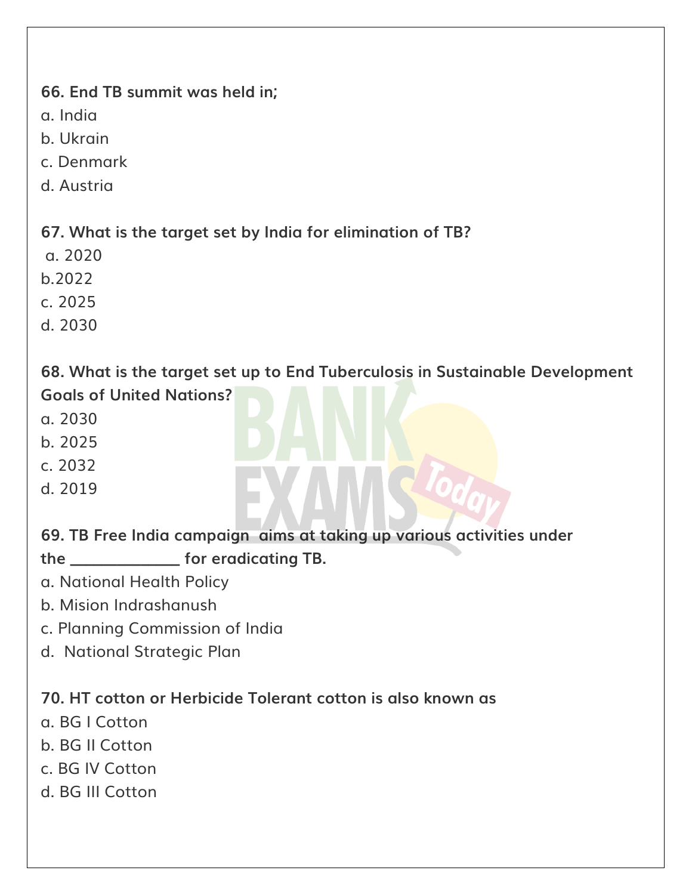**66. End TB summit was held in;**

a. India

b. Ukrain

c. Denmark

d. Austria

**67. What is the target set by India for elimination of TB?**

a. 2020

b.2022

c. 2025

d. 2030

**68. What is the target set up to End Tuberculosis in Sustainable Development Goals of United Nations?**

a. 2030

b. 2025

c. 2032

d. 2019

**69. TB Free India campaign aims at taking up various activities under the ____________ for eradicating TB.**

a. National Health Policy

b. Mision Indrashanush

c. Planning Commission of India

d. National Strategic Plan

**70. HT cotton or Herbicide Tolerant cotton is also known as**

a. BG I Cotton

b. BG II Cotton

c. BG IV Cotton

d. BG III Cotton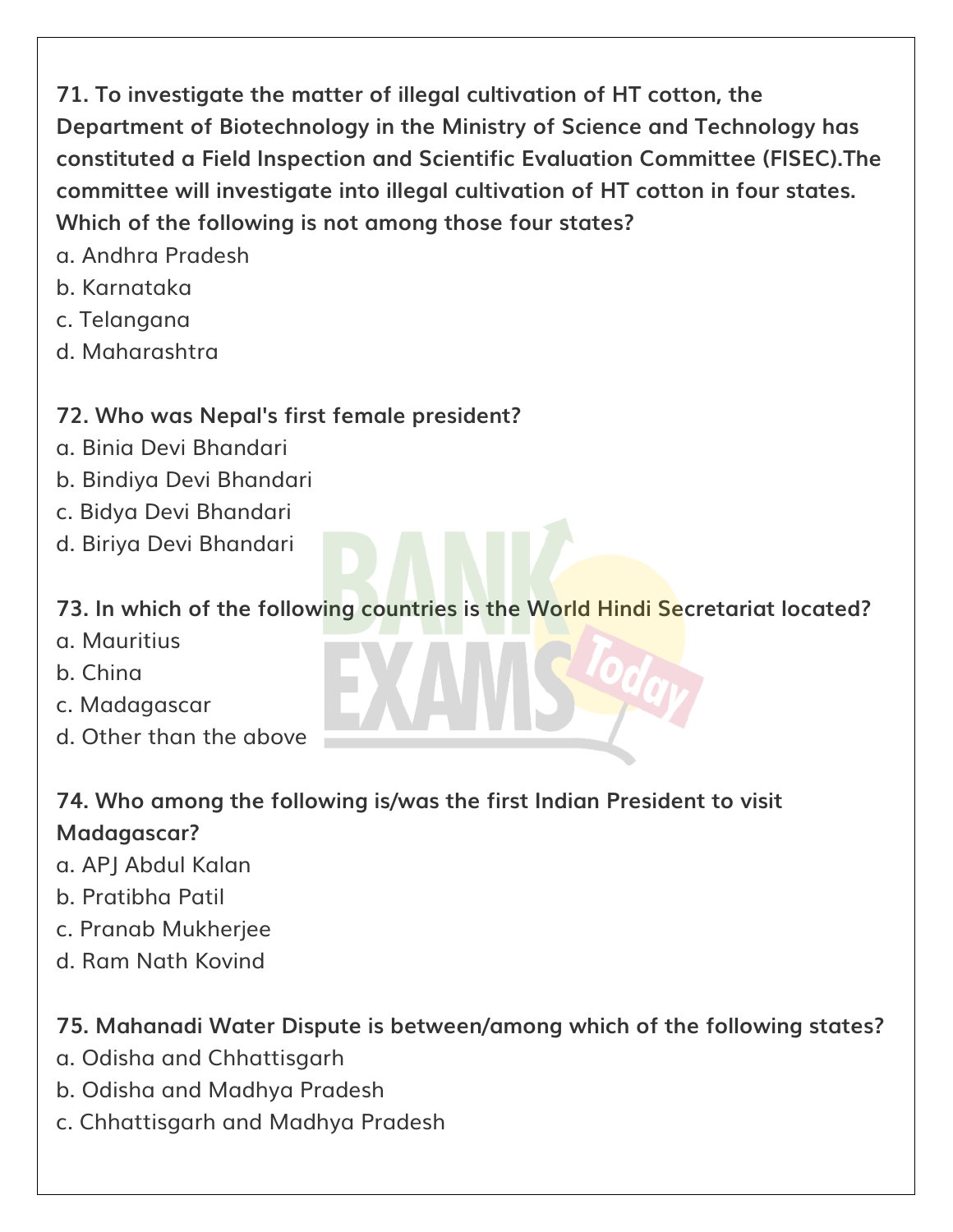**71. To investigate the matter of illegal cultivation of HT cotton, the Department of Biotechnology in the Ministry of Science and Technology has constituted a Field Inspection and Scientific Evaluation Committee (FISEC).The committee will investigate into illegal cultivation of HT cotton in four states. Which of the following is not among those four states?**

a. Andhra Pradesh
b. Karnataka
c. Telangana
d. Maharashtra

**72. Who was Nepal's first female president?**

a. Binia Devi Bhandari
b. Bindiya Devi Bhandari
c. Bidya Devi Bhandari
d. Biriya Devi Bhandari

**73. In which of the following countries is the World Hindi Secretariat located?**

a. Mauritius
b. China
c. Madagascar
d. Other than the above

**74. Who among the following is/was the first Indian President to visit Madagascar?**

a. APJ Abdul Kalan
b. Pratibha Patil
c. Pranab Mukherjee
d. Ram Nath Kovind

**75. Mahanadi Water Dispute is between/among which of the following states?**

a. Odisha and Chhattisgarh
b. Odisha and Madhya Pradesh
c. Chhattisgarh and Madhya Pradesh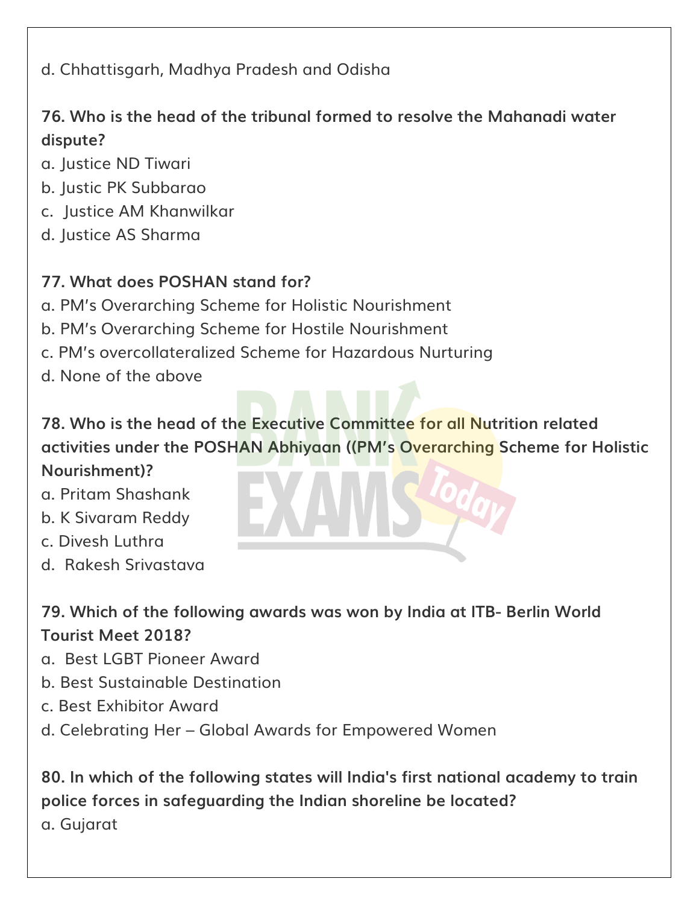d. Chhattisgarh, Madhya Pradesh and Odisha

**76. Who is the head of the tribunal formed to resolve the Mahanadi water dispute?**

a. Justice ND Tiwari
b. Justic PK Subbarao
c. Justice AM Khanwilkar
d. Justice AS Sharma

**77. What does POSHAN stand for?**

a. PM's Overarching Scheme for Holistic Nourishment
b. PM's Overarching Scheme for Hostile Nourishment
c. PM's overcollateralized Scheme for Hazardous Nurturing
d. None of the above

**78. Who is the head of the Executive Committee for all Nutrition related activities under the POSHAN Abhiyaan ((PM's Overarching Scheme for Holistic Nourishment)?**

a. Pritam Shashank
b. K Sivaram Reddy
c. Divesh Luthra
d. Rakesh Srivastava

**79. Which of the following awards was won by India at ITB- Berlin World Tourist Meet 2018?**

a. Best LGBT Pioneer Award
b. Best Sustainable Destination
c. Best Exhibitor Award
d. Celebrating Her – Global Awards for Empowered Women

**80. In which of the following states will India's first national academy to train police forces in safeguarding the Indian shoreline be located?**

a. Gujarat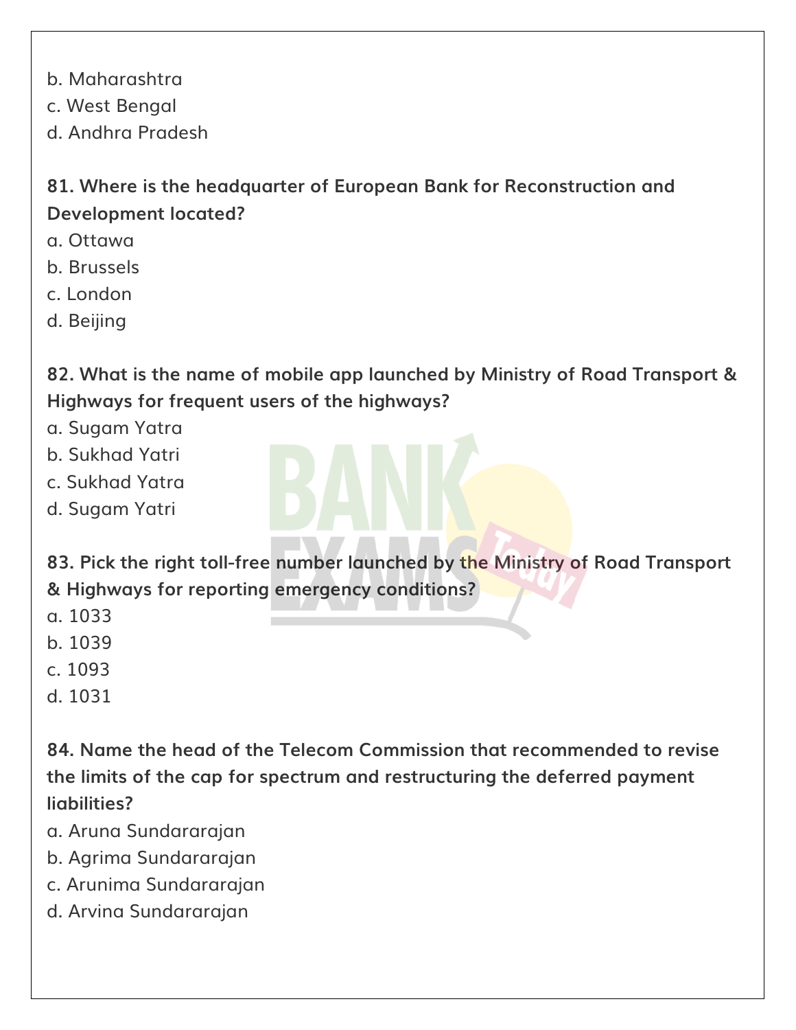b. Maharashtra
c. West Bengal
d. Andhra Pradesh

**81. Where is the headquarter of European Bank for Reconstruction and Development located?**
a. Ottawa
b. Brussels
c. London
d. Beijing

**82. What is the name of mobile app launched by Ministry of Road Transport & Highways for frequent users of the highways?**
a. Sugam Yatra
b. Sukhad Yatri
c. Sukhad Yatra
d. Sugam Yatri

**83. Pick the right toll-free number launched by the Ministry of Road Transport & Highways for reporting emergency conditions?**
a. 1033
b. 1039
c. 1093
d. 1031

**84. Name the head of the Telecom Commission that recommended to revise the limits of the cap for spectrum and restructuring the deferred payment liabilities?**
a. Aruna Sundararajan
b. Agrima Sundararajan
c. Arunima Sundararajan
d. Arvina Sundararajan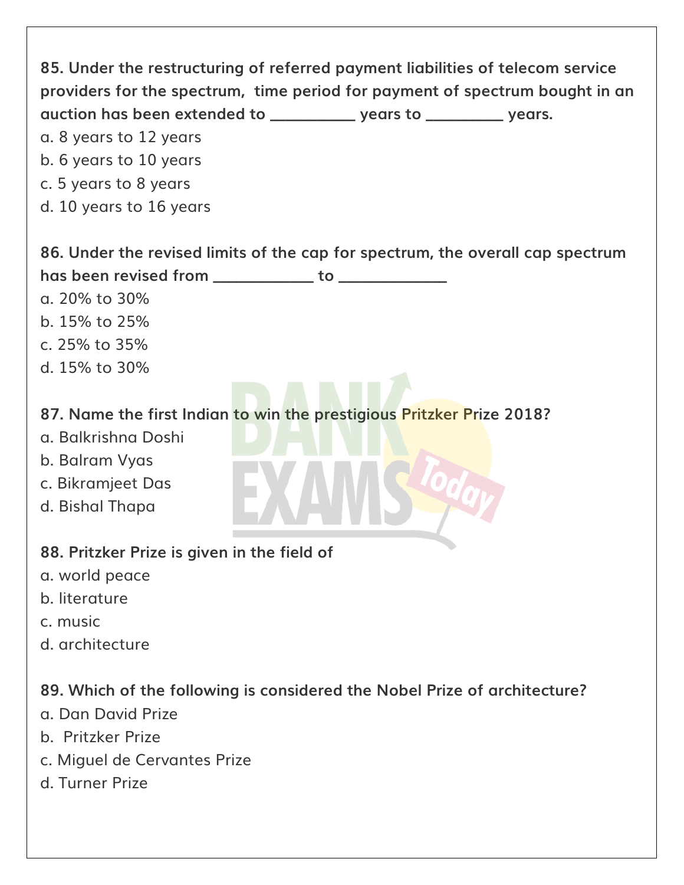**85. Under the restructuring of referred payment liabilities of telecom service providers for the spectrum, time period for payment of spectrum bought in an auction has been extended to __________ years to _________ years.**

a. 8 years to 12 years
b. 6 years to 10 years
c. 5 years to 8 years
d. 10 years to 16 years

**86. Under the revised limits of the cap for spectrum, the overall cap spectrum has been revised from ____________ to _____________**

a. 20% to 30%
b. 15% to 25%
c. 25% to 35%
d. 15% to 30%

**87. Name the first Indian to win the prestigious Pritzker Prize 2018?**

a. Balkrishna Doshi
b. Balram Vyas
c. Bikramjeet Das
d. Bishal Thapa

**88. Pritzker Prize is given in the field of**

a. world peace
b. literature
c. music
d. architecture

**89. Which of the following is considered the Nobel Prize of architecture?**

a. Dan David Prize
b. Pritzker Prize
c. Miguel de Cervantes Prize
d. Turner Prize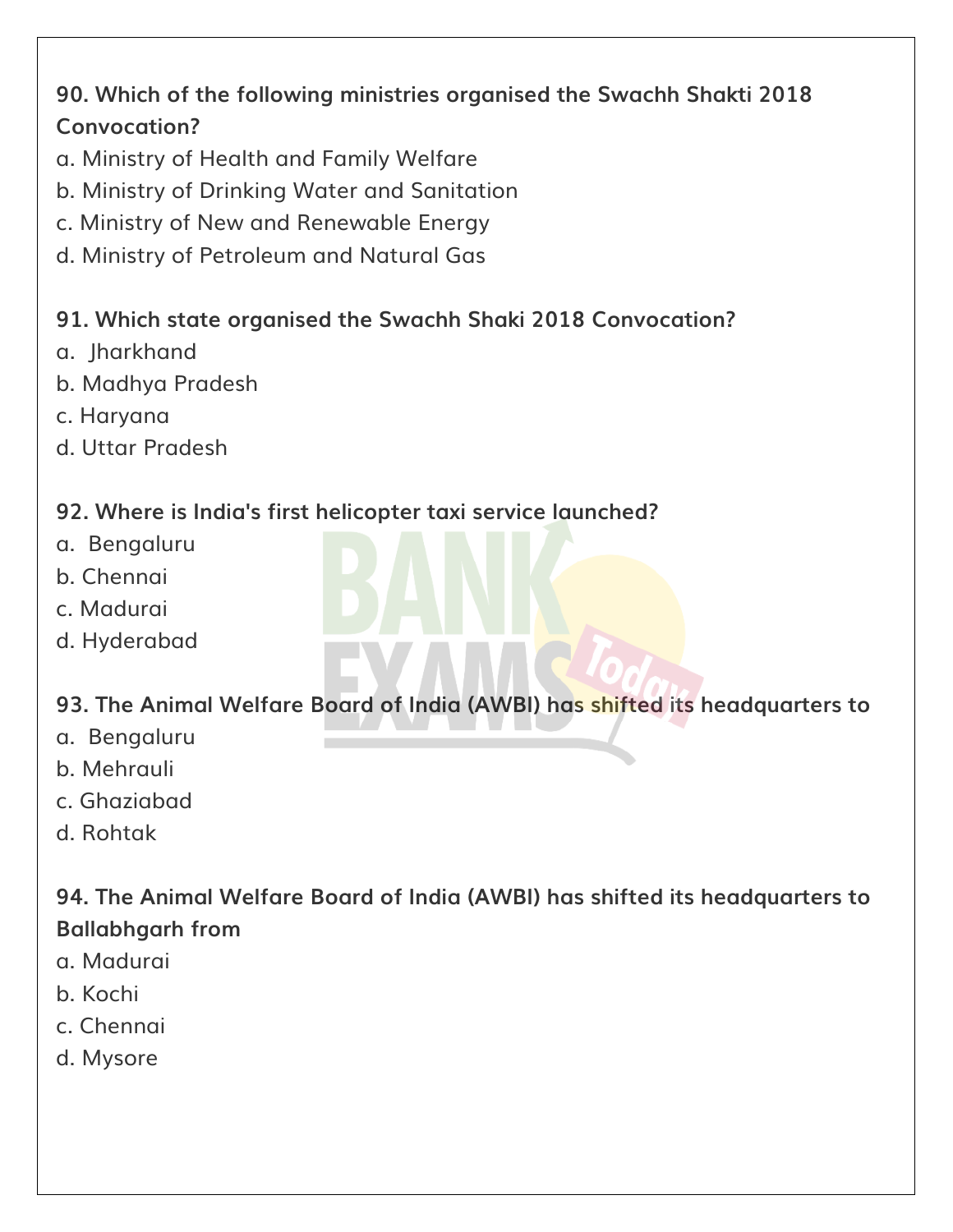**90. Which of the following ministries organised the Swachh Shakti 2018 Convocation?**

a. Ministry of Health and Family Welfare

b. Ministry of Drinking Water and Sanitation

c. Ministry of New and Renewable Energy

d. Ministry of Petroleum and Natural Gas

**91. Which state organised the Swachh Shaki 2018 Convocation?**

a. Jharkhand

b. Madhya Pradesh

c. Haryana

d. Uttar Pradesh

**92. Where is India's first helicopter taxi service launched?**

a. Bengaluru

b. Chennai

c. Madurai

d. Hyderabad

**93. The Animal Welfare Board of India (AWBI) has shifted its headquarters to**

a. Bengaluru

b. Mehrauli

c. Ghaziabad

d. Rohtak

**94. The Animal Welfare Board of India (AWBI) has shifted its headquarters to Ballabhgarh from**

a. Madurai

b. Kochi

c. Chennai

d. Mysore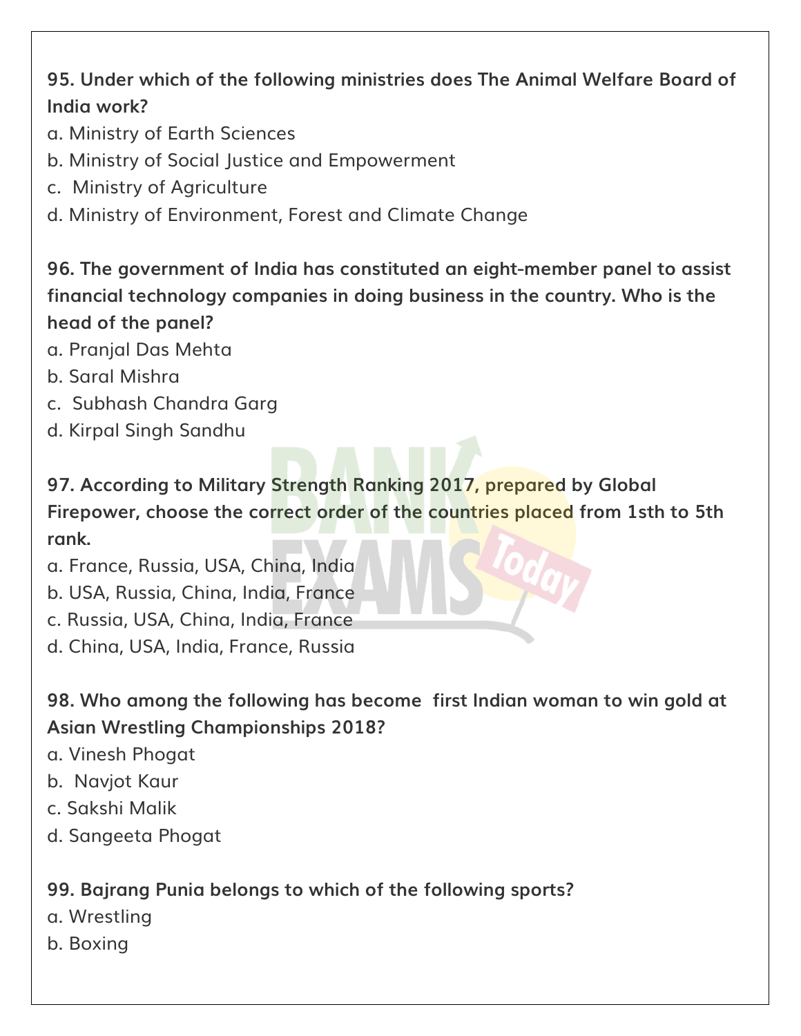**95. Under which of the following ministries does The Animal Welfare Board of India work?**

a. Ministry of Earth Sciences

b. Ministry of Social Justice and Empowerment

c. Ministry of Agriculture

d. Ministry of Environment, Forest and Climate Change

**96. The government of India has constituted an eight-member panel to assist financial technology companies in doing business in the country. Who is the head of the panel?**

a. Pranjal Das Mehta

b. Saral Mishra

c. Subhash Chandra Garg

d. Kirpal Singh Sandhu

**97. According to Military Strength Ranking 2017, prepared by Global Firepower, choose the correct order of the countries placed from 1sth to 5th rank.**

a. France, Russia, USA, China, India

b. USA, Russia, China, India, France

c. Russia, USA, China, India, France

d. China, USA, India, France, Russia

**98. Who among the following has become first Indian woman to win gold at Asian Wrestling Championships 2018?**

a. Vinesh Phogat

b. Navjot Kaur

c. Sakshi Malik

d. Sangeeta Phogat

**99. Bajrang Punia belongs to which of the following sports?**

a. Wrestling

b. Boxing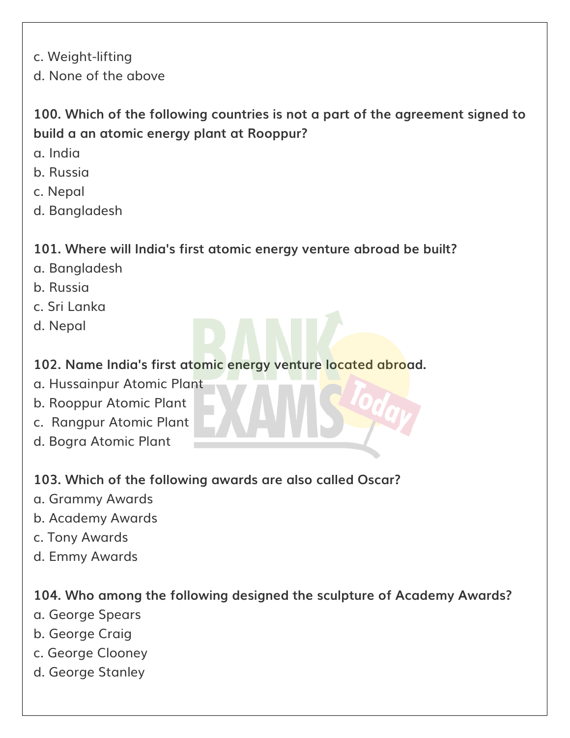c. Weight-lifting
d. None of the above

**100. Which of the following countries is not a part of the agreement signed to build a an atomic energy plant at Rooppur?**
a. India
b. Russia
c. Nepal
d. Bangladesh

**101. Where will India's first atomic energy venture abroad be built?**
a. Bangladesh
b. Russia
c. Sri Lanka
d. Nepal

**102. Name India's first atomic energy venture located abroad.**
a. Hussainpur Atomic Plant
b. Rooppur Atomic Plant
c. Rangpur Atomic Plant
d. Bogra Atomic Plant

**103. Which of the following awards are also called Oscar?**
a. Grammy Awards
b. Academy Awards
c. Tony Awards
d. Emmy Awards

**104. Who among the following designed the sculpture of Academy Awards?**
a. George Spears
b. George Craig
c. George Clooney
d. George Stanley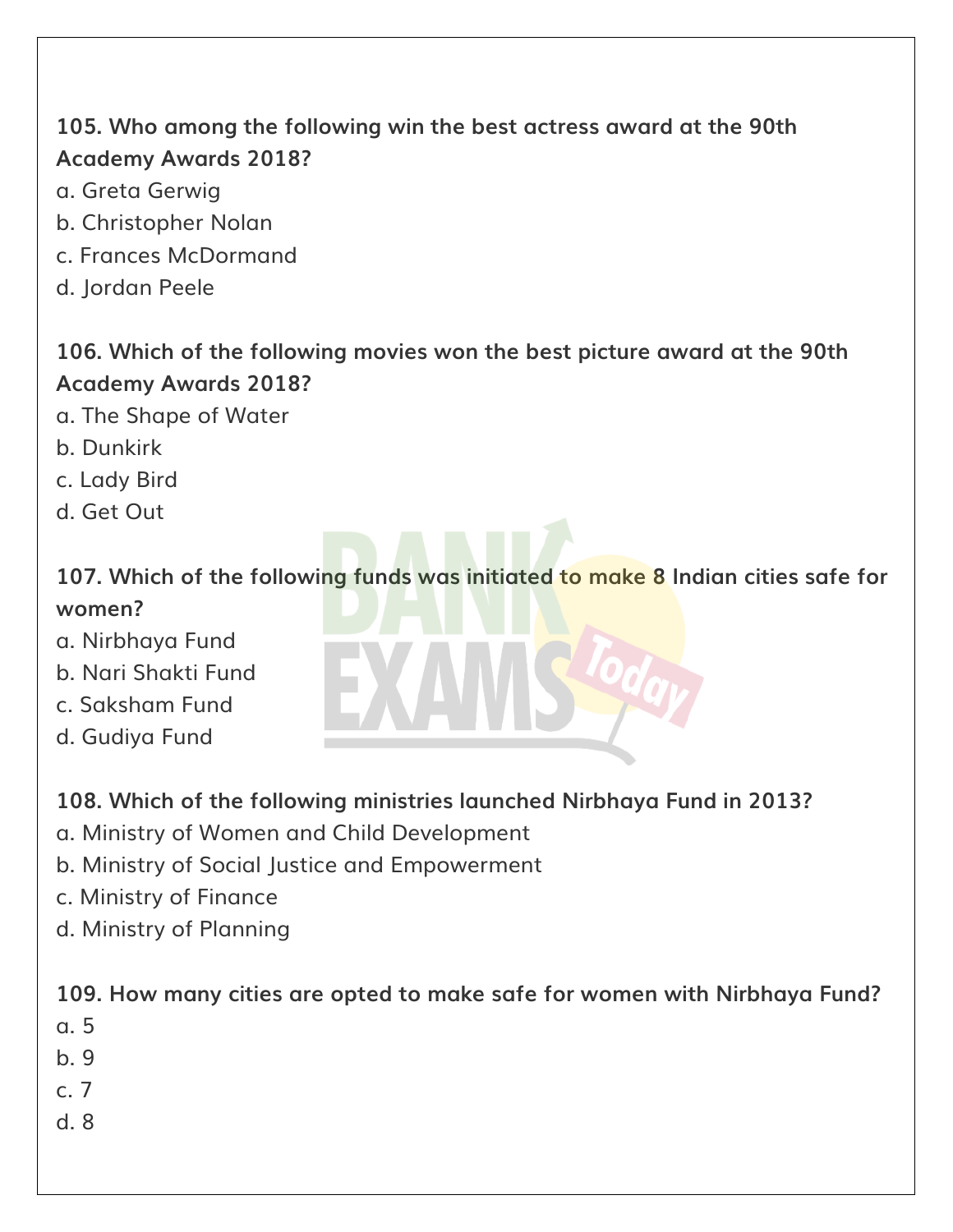**105. Who among the following win the best actress award at the 90th Academy Awards 2018?**

a. Greta Gerwig
b. Christopher Nolan
c. Frances McDormand
d. Jordan Peele

**106. Which of the following movies won the best picture award at the 90th Academy Awards 2018?**

a. The Shape of Water
b. Dunkirk
c. Lady Bird
d. Get Out

**107. Which of the following funds was initiated to make 8 Indian cities safe for women?**

a. Nirbhaya Fund
b. Nari Shakti Fund
c. Saksham Fund
d. Gudiya Fund

**108. Which of the following ministries launched Nirbhaya Fund in 2013?**

a. Ministry of Women and Child Development
b. Ministry of Social Justice and Empowerment
c. Ministry of Finance
d. Ministry of Planning

**109. How many cities are opted to make safe for women with Nirbhaya Fund?**

a. 5
b. 9
c. 7
d. 8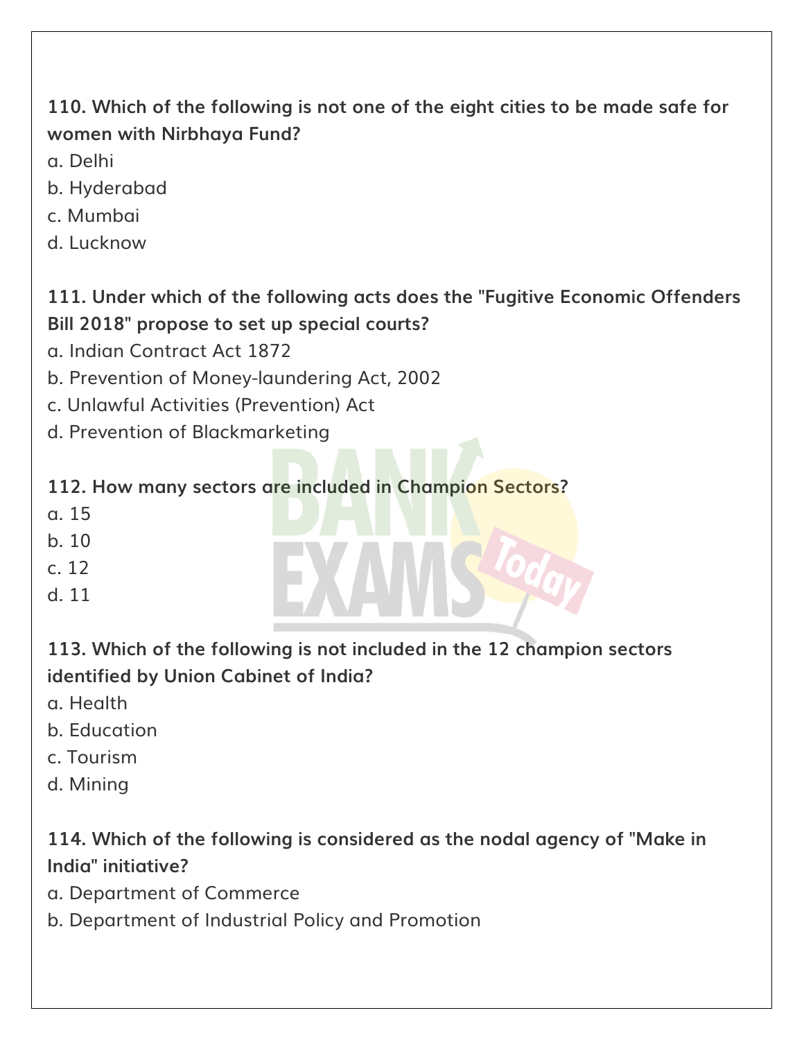**110. Which of the following is not one of the eight cities to be made safe for women with Nirbhaya Fund?**

a. Delhi

b. Hyderabad

c. Mumbai

d. Lucknow

**111. Under which of the following acts does the "Fugitive Economic Offenders Bill 2018" propose to set up special courts?**

a. Indian Contract Act 1872

b. Prevention of Money-laundering Act, 2002

c. Unlawful Activities (Prevention) Act

d. Prevention of Blackmarketing

**112. How many sectors are included in Champion Sectors?**

a. 15

b. 10

c. 12

d. 11

**113. Which of the following is not included in the 12 champion sectors identified by Union Cabinet of India?**

a. Health

b. Education

c. Tourism

d. Mining

**114. Which of the following is considered as the nodal agency of "Make in India" initiative?**

a. Department of Commerce

b. Department of Industrial Policy and Promotion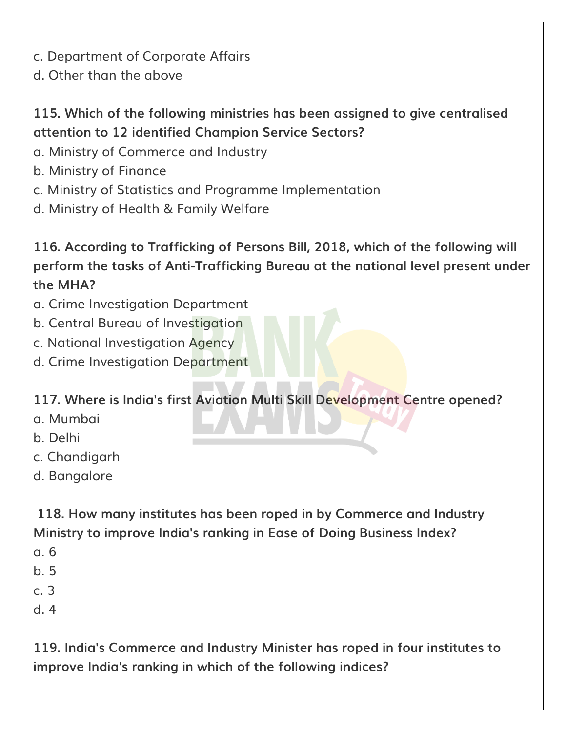c. Department of Corporate Affairs
d. Other than the above

**115. Which of the following ministries has been assigned to give centralised attention to 12 identified Champion Service Sectors?**
a. Ministry of Commerce and Industry
b. Ministry of Finance
c. Ministry of Statistics and Programme Implementation
d. Ministry of Health & Family Welfare

**116. According to Trafficking of Persons Bill, 2018, which of the following will perform the tasks of Anti-Trafficking Bureau at the national level present under the MHA?**
a. Crime Investigation Department
b. Central Bureau of Investigation
c. National Investigation Agency
d. Crime Investigation Department

**117. Where is India's first Aviation Multi Skill Development Centre opened?**
a. Mumbai
b. Delhi
c. Chandigarh
d. Bangalore

**118. How many institutes has been roped in by Commerce and Industry Ministry to improve India's ranking in Ease of Doing Business Index?**
a. 6
b. 5
c. 3
d. 4

**119. India's Commerce and Industry Minister has roped in four institutes to improve India's ranking in which of the following indices?**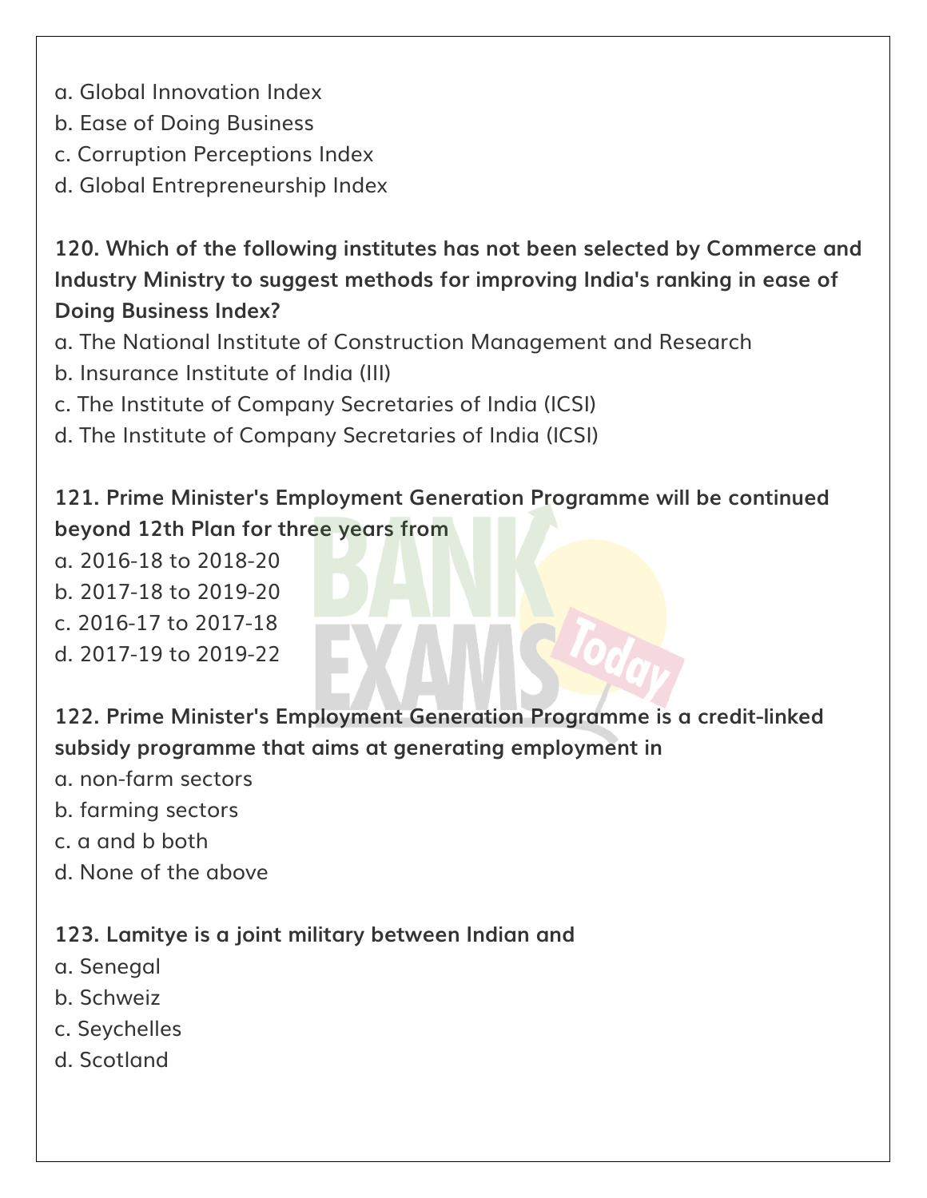a. Global Innovation Index
b. Ease of Doing Business
c. Corruption Perceptions Index
d. Global Entrepreneurship Index

**120. Which of the following institutes has not been selected by Commerce and Industry Ministry to suggest methods for improving India's ranking in ease of Doing Business Index?**
a. The National Institute of Construction Management and Research
b. Insurance Institute of India (III)
c. The Institute of Company Secretaries of India (ICSI)
d. The Institute of Company Secretaries of India (ICSI)

**121. Prime Minister's Employment Generation Programme will be continued beyond 12th Plan for three years from**
a. 2016-18 to 2018-20
b. 2017-18 to 2019-20
c. 2016-17 to 2017-18
d. 2017-19 to 2019-22

**122. Prime Minister's Employment Generation Programme is a credit-linked subsidy programme that aims at generating employment in**
a. non-farm sectors
b. farming sectors
c. a and b both
d. None of the above

**123. Lamitye is a joint military between Indian and**
a. Senegal
b. Schweiz
c. Seychelles
d. Scotland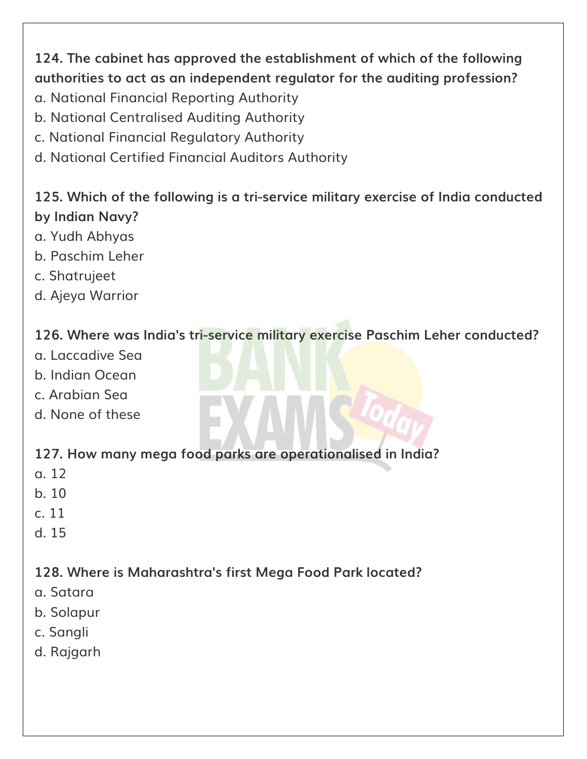**124. The cabinet has approved the establishment of which of the following authorities to act as an independent regulator for the auditing profession?**

a. National Financial Reporting Authority

b. National Centralised Auditing Authority

c. National Financial Regulatory Authority

d. National Certified Financial Auditors Authority

**125. Which of the following is a tri-service military exercise of India conducted by Indian Navy?**

a. Yudh Abhyas

b. Paschim Leher

c. Shatrujeet

d. Ajeya Warrior

**126. Where was India's tri-service military exercise Paschim Leher conducted?**

a. Laccadive Sea

b. Indian Ocean

c. Arabian Sea

d. None of these

**127. How many mega food parks are operationalised in India?**

a. 12

b. 10

c. 11

d. 15

**128. Where is Maharashtra's first Mega Food Park located?**

a. Satara

b. Solapur

c. Sangli

d. Rajgarh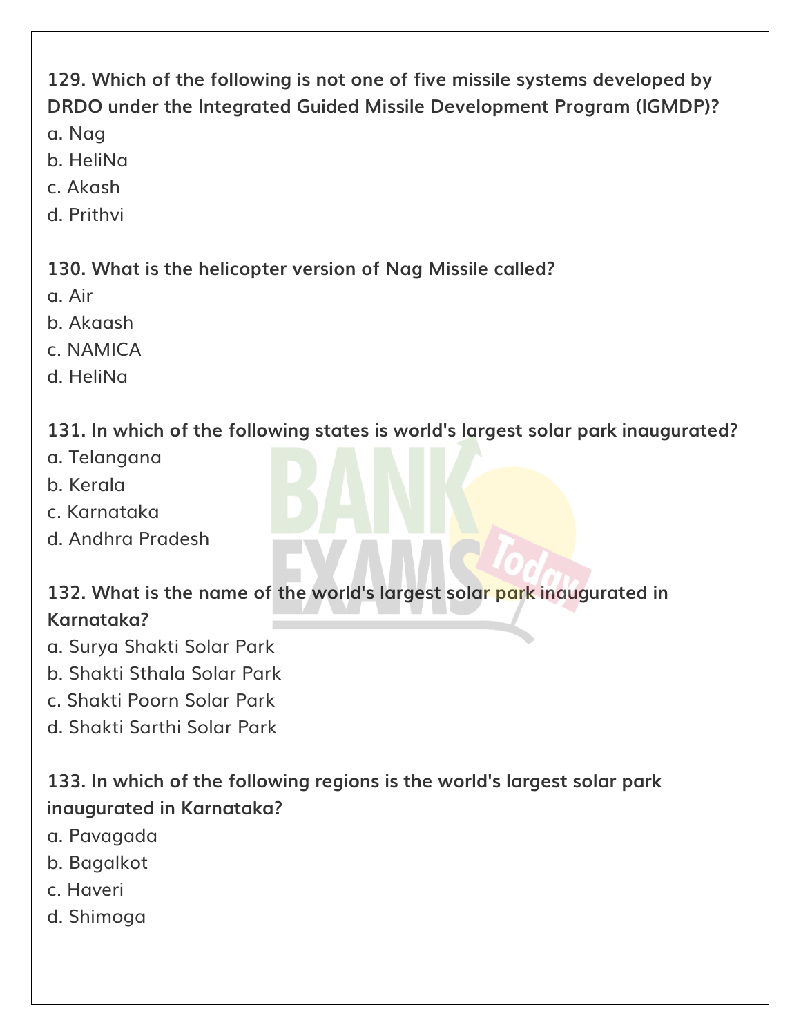**129. Which of the following is not one of five missile systems developed by DRDO under the Integrated Guided Missile Development Program (IGMDP)?**

a. Nag

b. HeliNa

c. Akash

d. Prithvi

**130. What is the helicopter version of Nag Missile called?**

a. Air

b. Akaash

c. NAMICA

d. HeliNa

**131. In which of the following states is world's largest solar park inaugurated?**

a. Telangana

b. Kerala

c. Karnataka

d. Andhra Pradesh

**132. What is the name of the world's largest solar park inaugurated in Karnataka?**

a. Surya Shakti Solar Park

b. Shakti Sthala Solar Park

c. Shakti Poorn Solar Park

d. Shakti Sarthi Solar Park

**133. In which of the following regions is the world's largest solar park inaugurated in Karnataka?**

a. Pavagada

b. Bagalkot

c. Haveri

d. Shimoga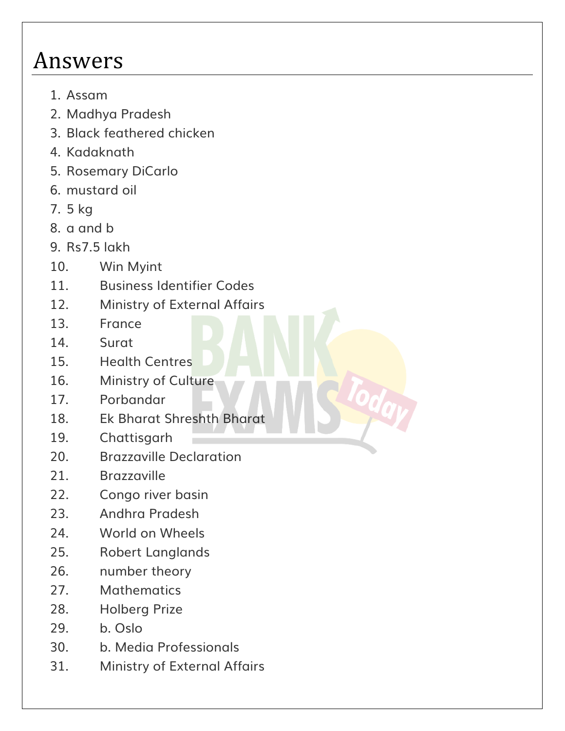# Answers

1. Assam
2. Madhya Pradesh
3. Black feathered chicken
4. Kadaknath
5. Rosemary DiCarlo
6. mustard oil
7. 5 kg
8. a and b
9. Rs7.5 lakh
10. Win Myint
11. Business Identifier Codes
12. Ministry of External Affairs
13. France
14. Surat
15. Health Centres
16. Ministry of Culture
17. Porbandar
18. Ek Bharat Shreshth Bharat
19. Chattisgarh
20. Brazzaville Declaration
21. Brazzaville
22. Congo river basin
23. Andhra Pradesh
24. World on Wheels
25. Robert Langlands
26. number theory
27. Mathematics
28. Holberg Prize
29. b. Oslo
30. b. Media Professionals
31. Ministry of External Affairs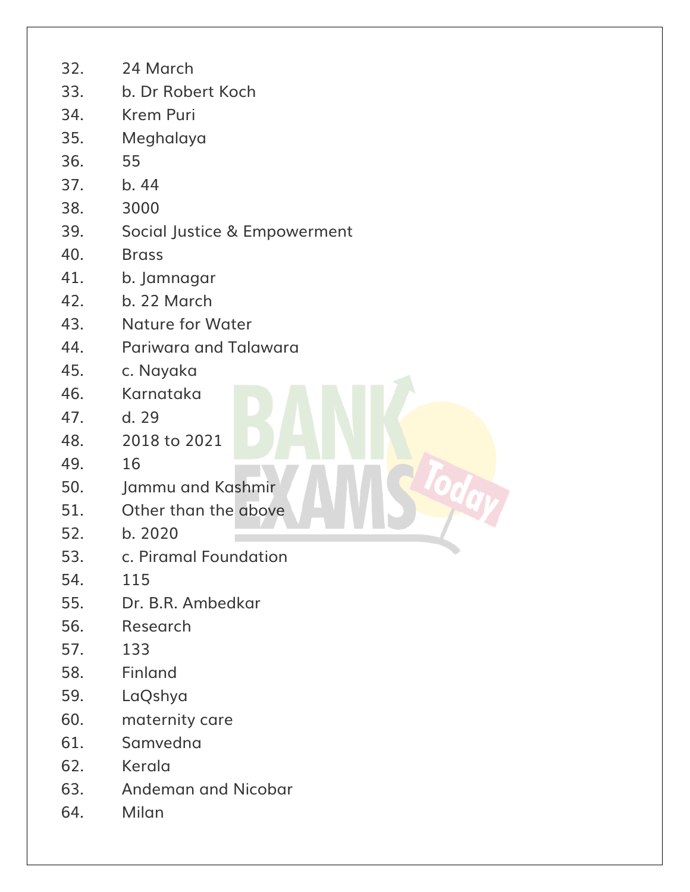32. 24 March
33. b. Dr Robert Koch
34. Krem Puri
35. Meghalaya
36. 55
37. b. 44
38. 3000
39. Social Justice & Empowerment
40. Brass
41. b. Jamnagar
42. b. 22 March
43. Nature for Water
44. Pariwara and Talawara
45. c. Nayaka
46. Karnataka
47. d. 29
48. 2018 to 2021
49. 16
50. Jammu and Kashmir
51. Other than the above
52. b. 2020
53. c. Piramal Foundation
54. 115
55. Dr. B.R. Ambedkar
56. Research
57. 133
58. Finland
59. LaQshya
60. maternity care
61. Samvedna
62. Kerala
63. Andeman and Nicobar
64. Milan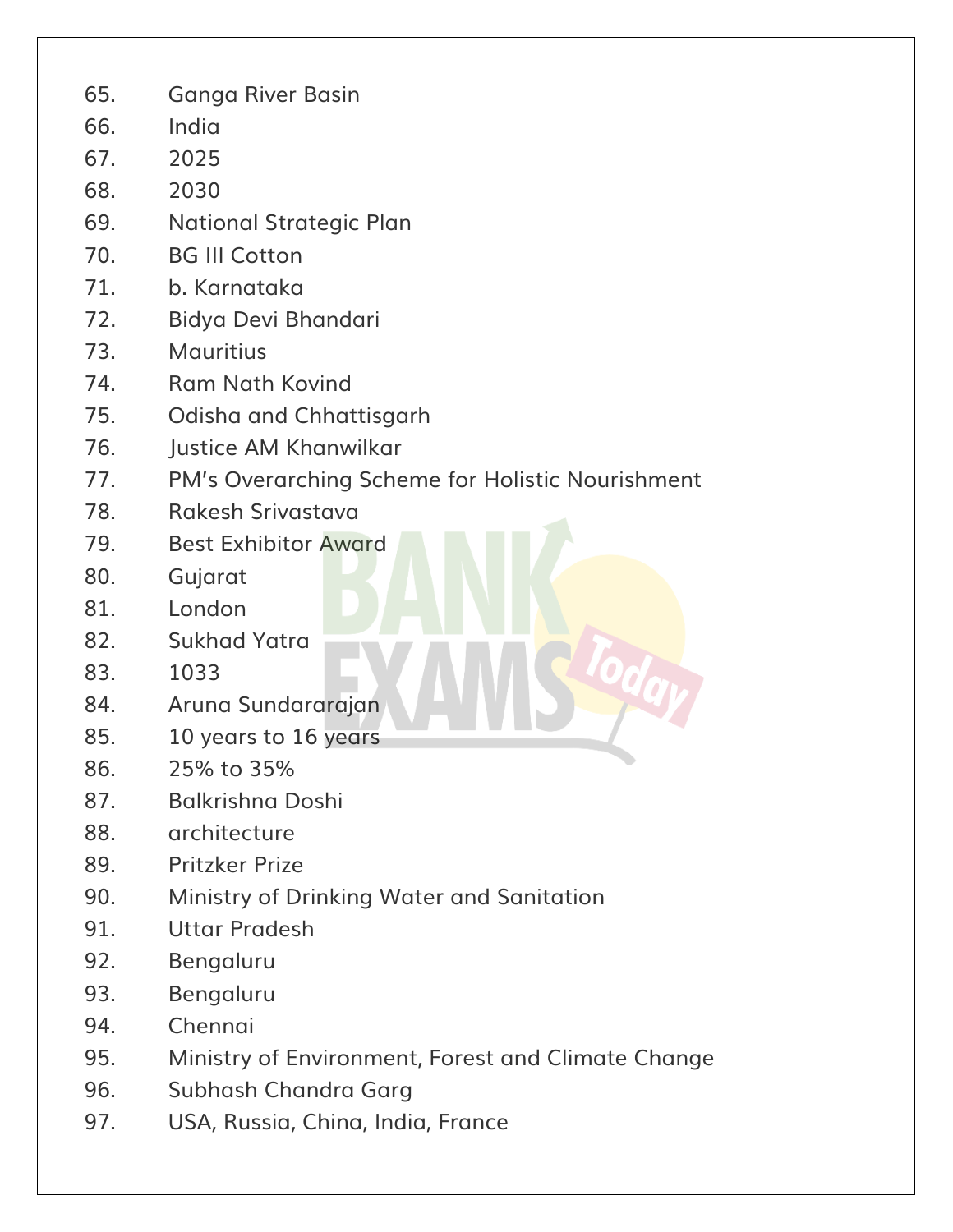65. Ganga River Basin
66. India
67. 2025
68. 2030
69. National Strategic Plan
70. BG III Cotton
71. b. Karnataka
72. Bidya Devi Bhandari
73. Mauritius
74. Ram Nath Kovind
75. Odisha and Chhattisgarh
76. Justice AM Khanwilkar
77. PM's Overarching Scheme for Holistic Nourishment
78. Rakesh Srivastava
79. Best Exhibitor Award
80. Gujarat
81. London
82. Sukhad Yatra
83. 1033
84. Aruna Sundararajan
85. 10 years to 16 years
86. 25% to 35%
87. Balkrishna Doshi
88. architecture
89. Pritzker Prize
90. Ministry of Drinking Water and Sanitation
91. Uttar Pradesh
92. Bengaluru
93. Bengaluru
94. Chennai
95. Ministry of Environment, Forest and Climate Change
96. Subhash Chandra Garg
97. USA, Russia, China, India, France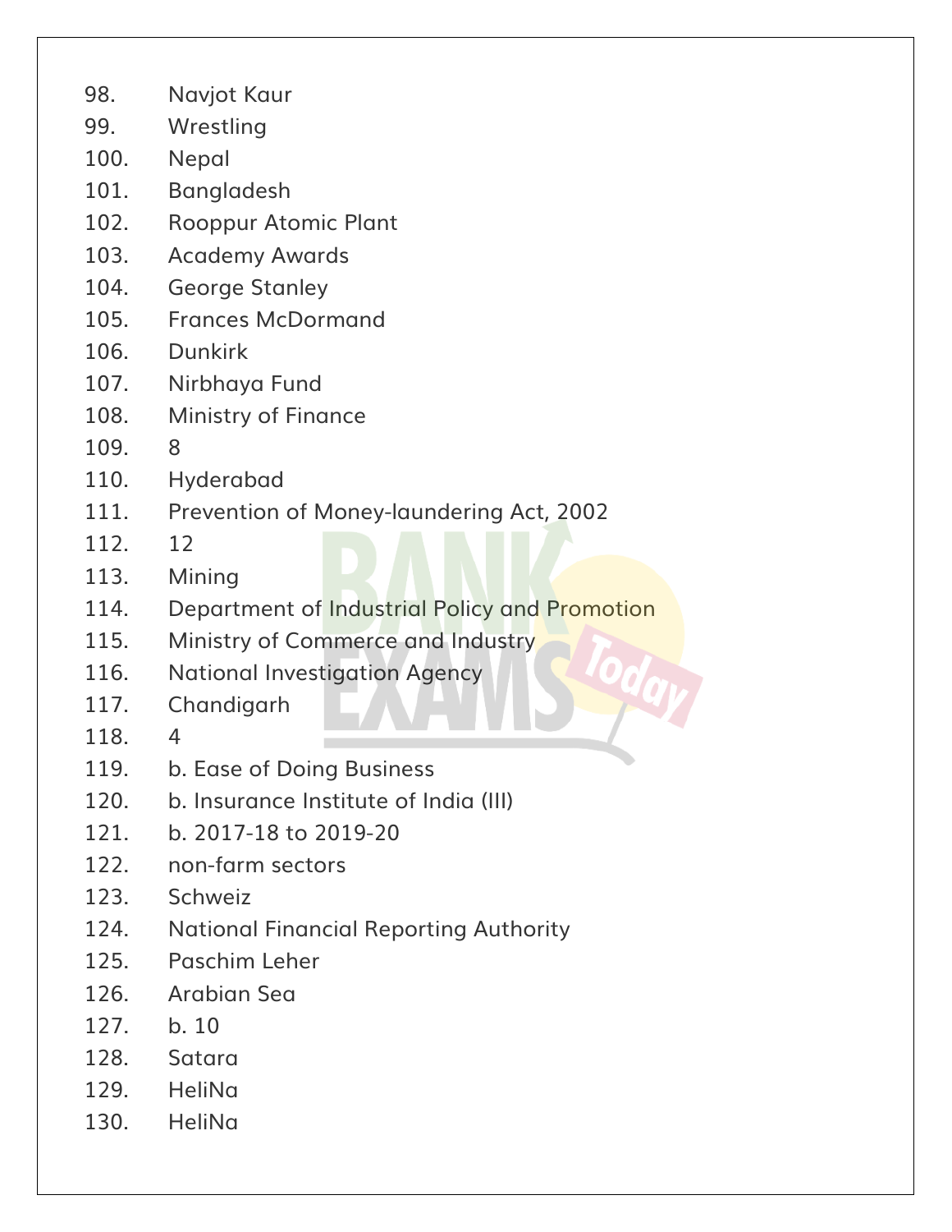98. Navjot Kaur
99. Wrestling
100. Nepal
101. Bangladesh
102. Rooppur Atomic Plant
103. Academy Awards
104. George Stanley
105. Frances McDormand
106. Dunkirk
107. Nirbhaya Fund
108. Ministry of Finance
109. 8
110. Hyderabad
111. Prevention of Money-laundering Act, 2002
112. 12
113. Mining
114. Department of Industrial Policy and Promotion
115. Ministry of Commerce and Industry
116. National Investigation Agency
117. Chandigarh
118. 4
119. b. Ease of Doing Business
120. b. Insurance Institute of India (III)
121. b. 2017-18 to 2019-20
122. non-farm sectors
123. Schweiz
124. National Financial Reporting Authority
125. Paschim Leher
126. Arabian Sea
127. b. 10
128. Satara
129. HeliNa
130. HeliNa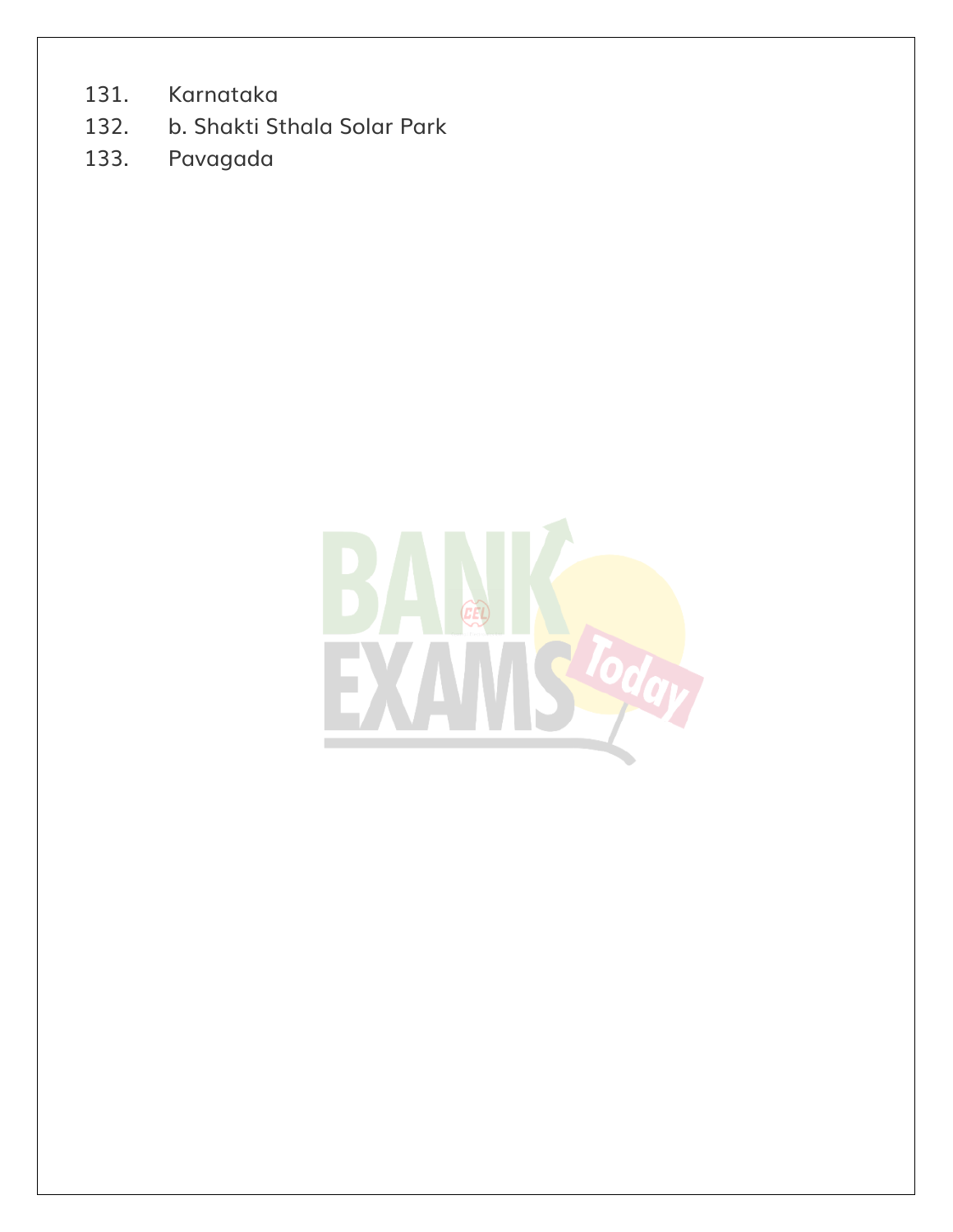131. Karnataka
132. b. Shakti Sthala Solar Park
133. Pavagada